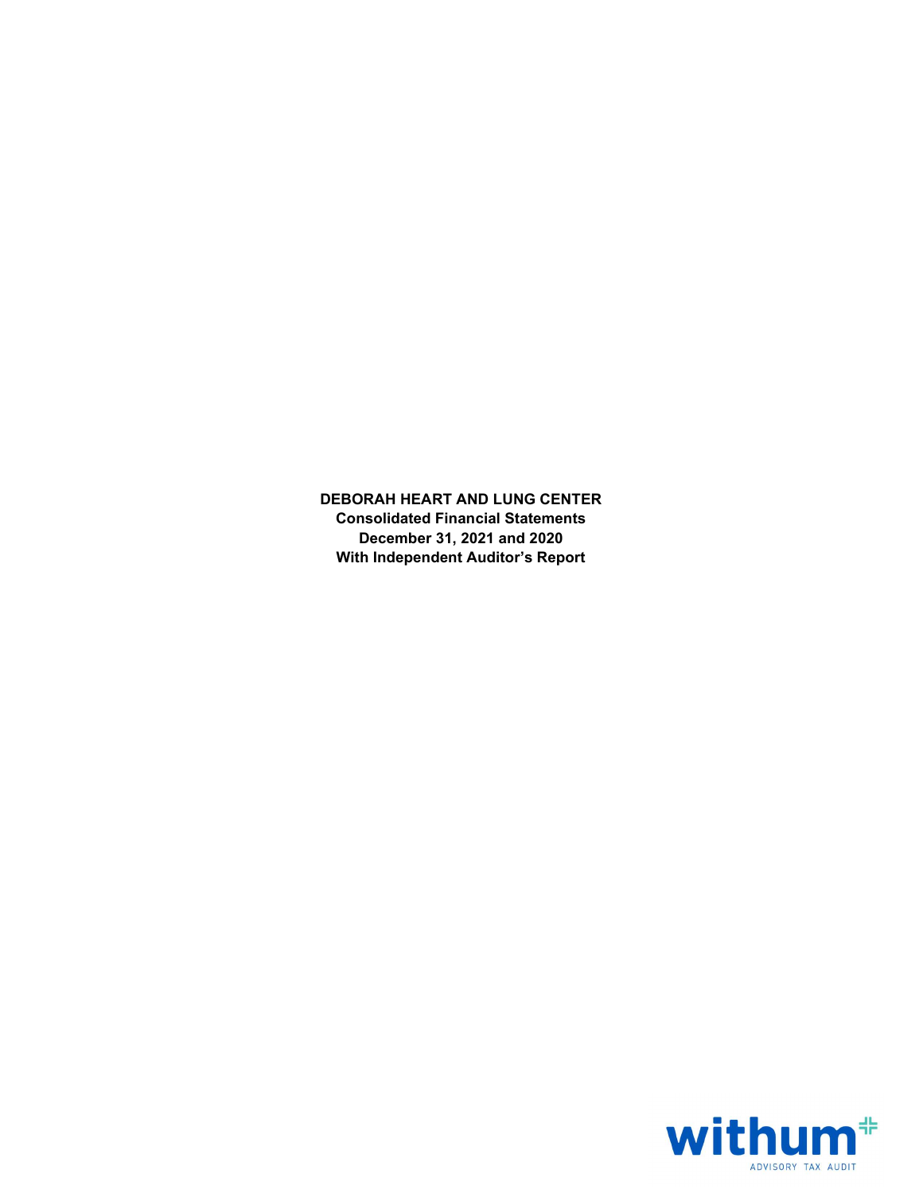**DEBORAH HEART AND LUNG CENTER**
**Consolidated Financial Statements**
**December 31, 2021 and 2020**
**With Independent Auditor's Report**

withum
ADVISORY TAX AUDIT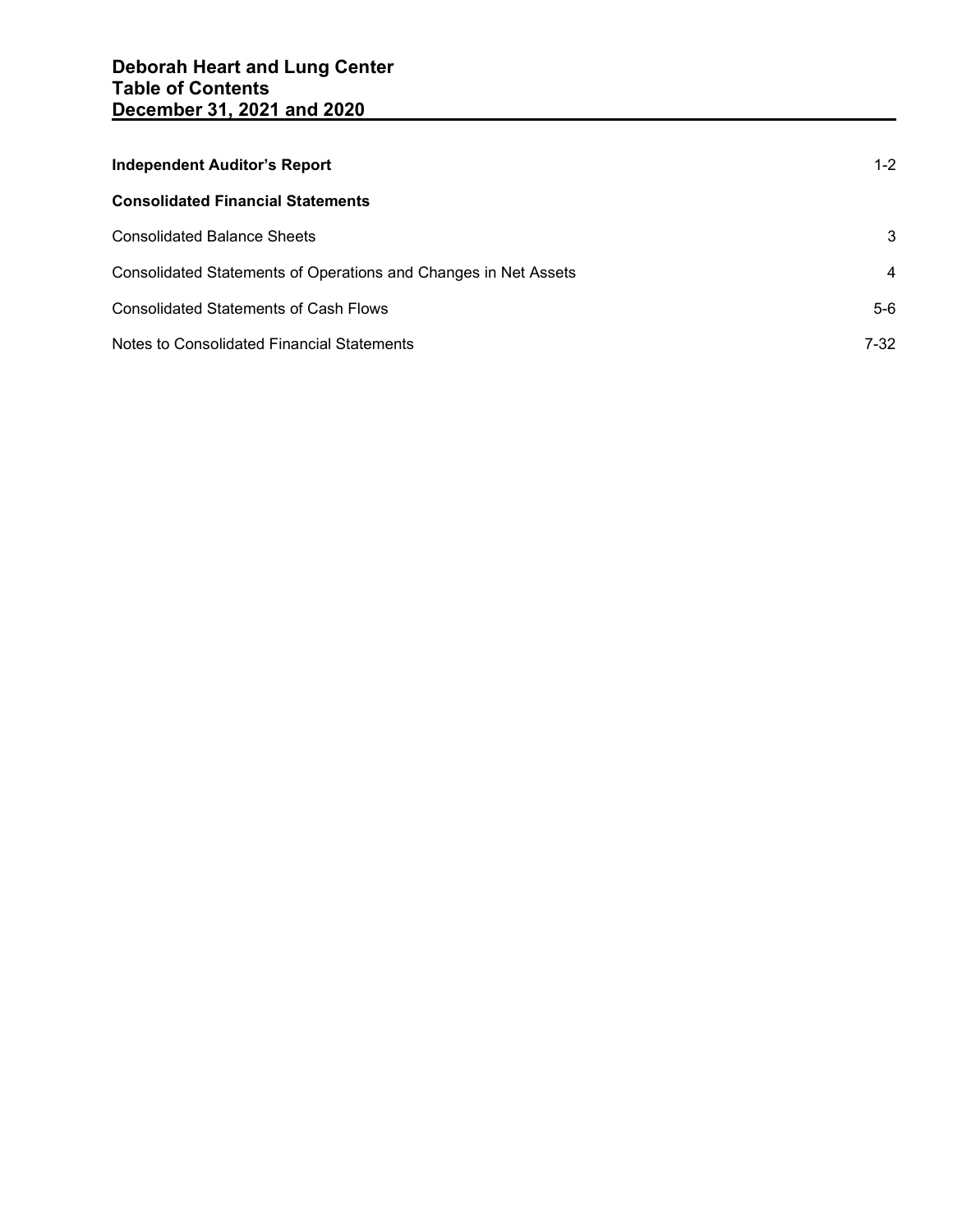# Deborah Heart and Lung Center
## Table of Contents
## December 31, 2021 and 2020

| | |
|---|---|
| **Independent Auditor's Report** | 1-2 |
| **Consolidated Financial Statements** | |
| Consolidated Balance Sheets | 3 |
| Consolidated Statements of Operations and Changes in Net Assets | 4 |
| Consolidated Statements of Cash Flows | 5-6 |
| Notes to Consolidated Financial Statements | 7-32 |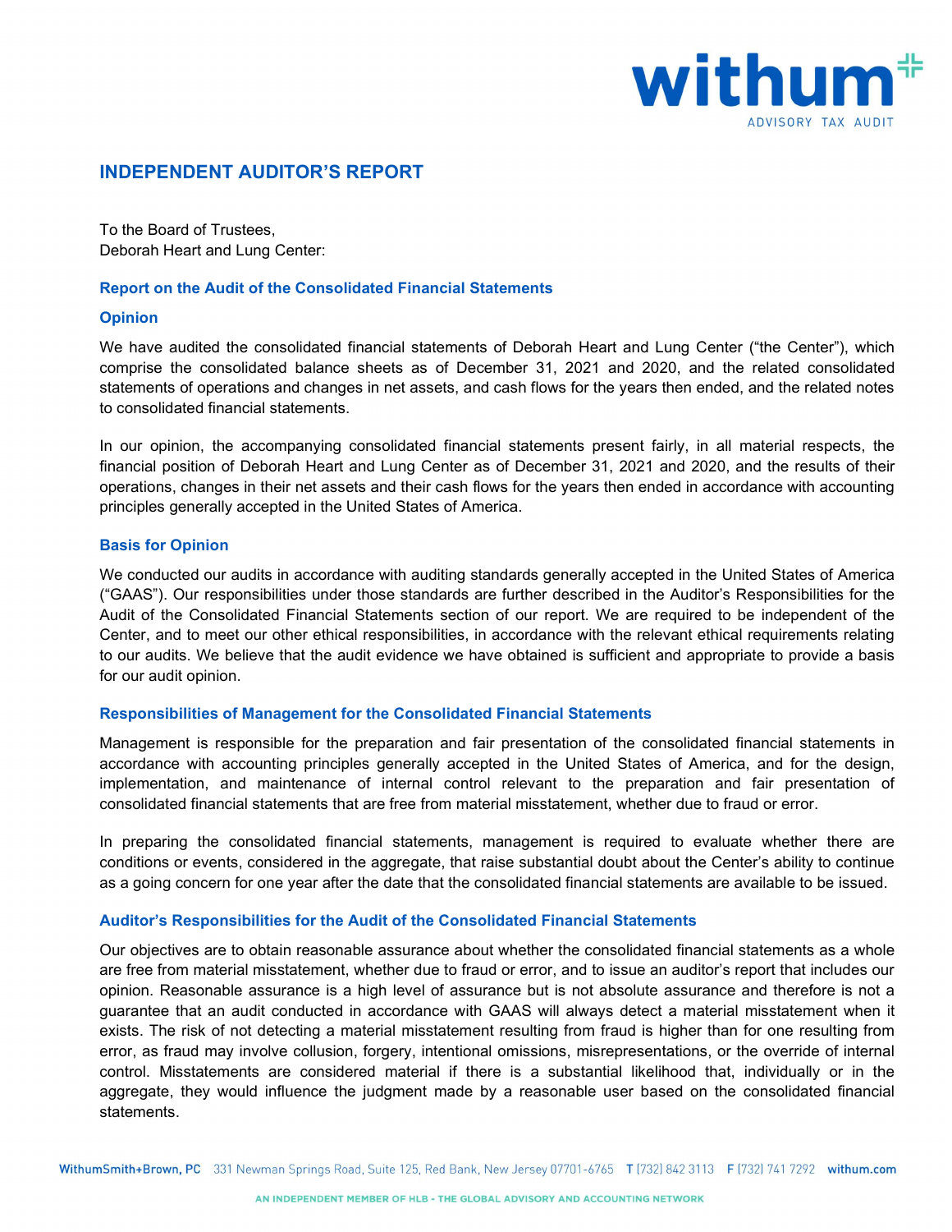# INDEPENDENT AUDITOR'S REPORT

To the Board of Trustees,
Deborah Heart and Lung Center:

## Report on the Audit of the Consolidated Financial Statements

### Opinion

We have audited the consolidated financial statements of Deborah Heart and Lung Center ("the Center"), which comprise the consolidated balance sheets as of December 31, 2021 and 2020, and the related consolidated statements of operations and changes in net assets, and cash flows for the years then ended, and the related notes to consolidated financial statements.

In our opinion, the accompanying consolidated financial statements present fairly, in all material respects, the financial position of Deborah Heart and Lung Center as of December 31, 2021 and 2020, and the results of their operations, changes in their net assets and their cash flows for the years then ended in accordance with accounting principles generally accepted in the United States of America.

### Basis for Opinion

We conducted our audits in accordance with auditing standards generally accepted in the United States of America ("GAAS"). Our responsibilities under those standards are further described in the Auditor's Responsibilities for the Audit of the Consolidated Financial Statements section of our report. We are required to be independent of the Center, and to meet our other ethical responsibilities, in accordance with the relevant ethical requirements relating to our audits. We believe that the audit evidence we have obtained is sufficient and appropriate to provide a basis for our audit opinion.

### Responsibilities of Management for the Consolidated Financial Statements

Management is responsible for the preparation and fair presentation of the consolidated financial statements in accordance with accounting principles generally accepted in the United States of America, and for the design, implementation, and maintenance of internal control relevant to the preparation and fair presentation of consolidated financial statements that are free from material misstatement, whether due to fraud or error.

In preparing the consolidated financial statements, management is required to evaluate whether there are conditions or events, considered in the aggregate, that raise substantial doubt about the Center's ability to continue as a going concern for one year after the date that the consolidated financial statements are available to be issued.

### Auditor's Responsibilities for the Audit of the Consolidated Financial Statements

Our objectives are to obtain reasonable assurance about whether the consolidated financial statements as a whole are free from material misstatement, whether due to fraud or error, and to issue an auditor's report that includes our opinion. Reasonable assurance is a high level of assurance but is not absolute assurance and therefore is not a guarantee that an audit conducted in accordance with GAAS will always detect a material misstatement when it exists. The risk of not detecting a material misstatement resulting from fraud is higher than for one resulting from error, as fraud may involve collusion, forgery, intentional omissions, misrepresentations, or the override of internal control. Misstatements are considered material if there is a substantial likelihood that, individually or in the aggregate, they would influence the judgment made by a reasonable user based on the consolidated financial statements.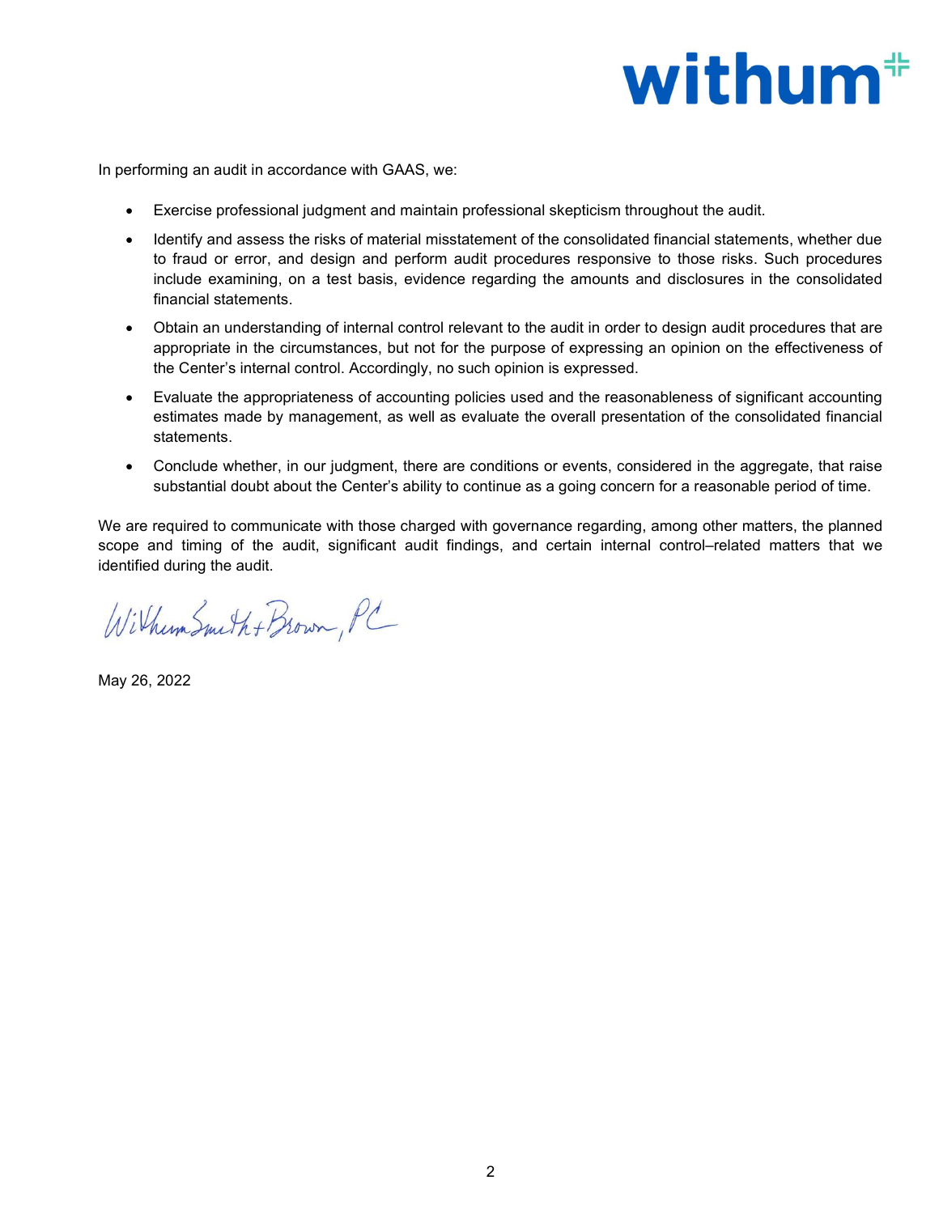In performing an audit in accordance with GAAS, we:

- Exercise professional judgment and maintain professional skepticism throughout the audit.
- Identify and assess the risks of material misstatement of the consolidated financial statements, whether due to fraud or error, and design and perform audit procedures responsive to those risks. Such procedures include examining, on a test basis, evidence regarding the amounts and disclosures in the consolidated financial statements.
- Obtain an understanding of internal control relevant to the audit in order to design audit procedures that are appropriate in the circumstances, but not for the purpose of expressing an opinion on the effectiveness of the Center's internal control. Accordingly, no such opinion is expressed.
- Evaluate the appropriateness of accounting policies used and the reasonableness of significant accounting estimates made by management, as well as evaluate the overall presentation of the consolidated financial statements.
- Conclude whether, in our judgment, there are conditions or events, considered in the aggregate, that raise substantial doubt about the Center's ability to continue as a going concern for a reasonable period of time.

We are required to communicate with those charged with governance regarding, among other matters, the planned scope and timing of the audit, significant audit findings, and certain internal control–related matters that we identified during the audit.

WithumSmith+Brown, PC

May 26, 2022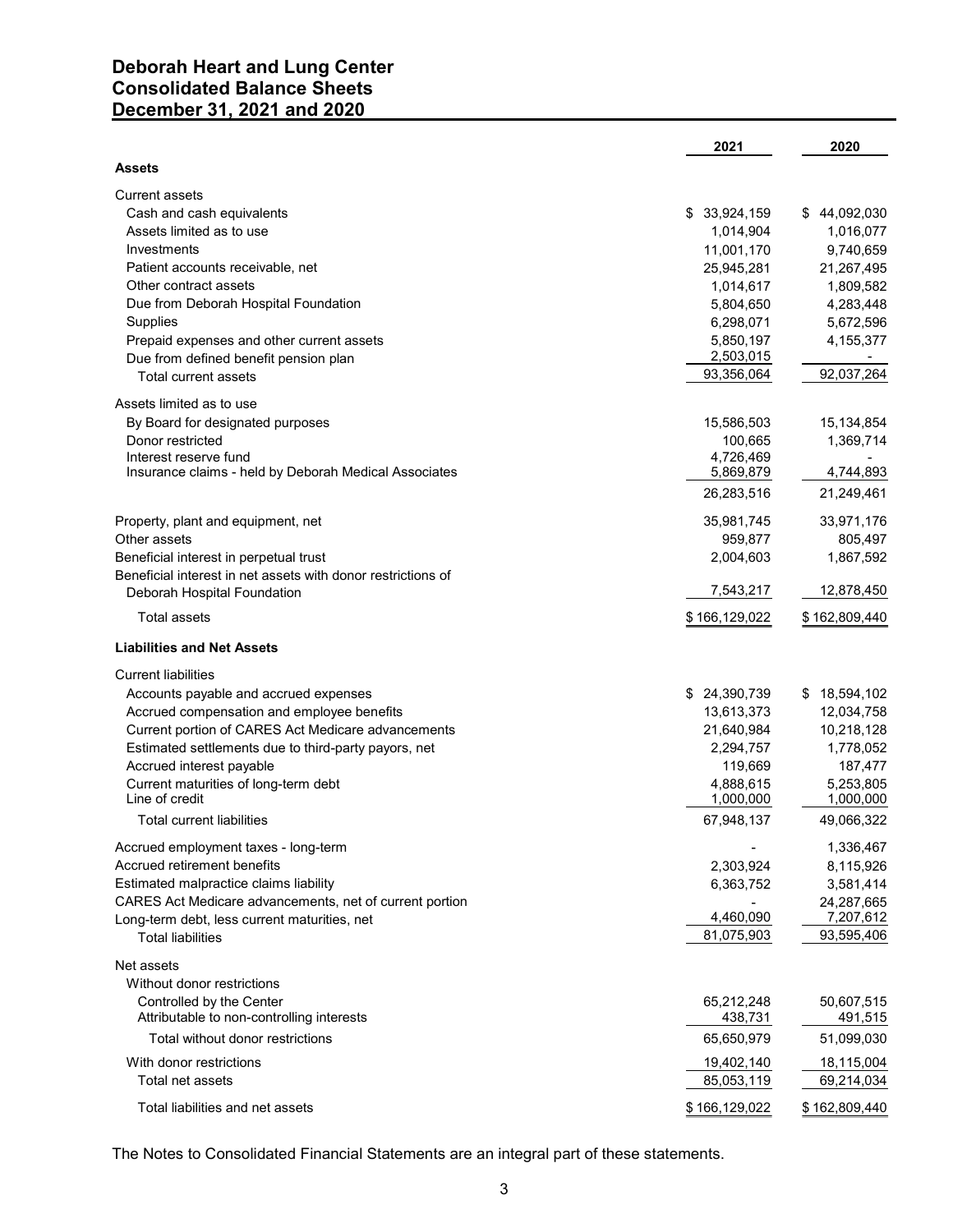# Deborah Heart and Lung Center
## Consolidated Balance Sheets
## December 31, 2021 and 2020

| | 2021 | 2020 |
|---|---|---|
| **Assets** | | |
| Current assets | | |
| Cash and cash equivalents | $ 33,924,159 | $ 44,092,030 |
| Assets limited as to use | 1,014,904 | 1,016,077 |
| Investments | 11,001,170 | 9,740,659 |
| Patient accounts receivable, net | 25,945,281 | 21,267,495 |
| Other contract assets | 1,014,617 | 1,809,582 |
| Due from Deborah Hospital Foundation | 5,804,650 | 4,283,448 |
| Supplies | 6,298,071 | 5,672,596 |
| Prepaid expenses and other current assets | 5,850,197 | 4,155,377 |
| Due from defined benefit pension plan | 2,503,015 | - |
| Total current assets | 93,356,064 | 92,037,264 |
| Assets limited as to use | | |
| By Board for designated purposes | 15,586,503 | 15,134,854 |
| Donor restricted | 100,665 | 1,369,714 |
| Interest reserve fund | 4,726,469 | - |
| Insurance claims - held by Deborah Medical Associates | 5,869,879 | 4,744,893 |
| | 26,283,516 | 21,249,461 |
| Property, plant and equipment, net | 35,981,745 | 33,971,176 |
| Other assets | 959,877 | 805,497 |
| Beneficial interest in perpetual trust | 2,004,603 | 1,867,592 |
| Beneficial interest in net assets with donor restrictions of Deborah Hospital Foundation | 7,543,217 | 12,878,450 |
| Total assets | $ 166,129,022 | $ 162,809,440 |
| **Liabilities and Net Assets** | | |
| Current liabilities | | |
| Accounts payable and accrued expenses | $ 24,390,739 | $ 18,594,102 |
| Accrued compensation and employee benefits | 13,613,373 | 12,034,758 |
| Current portion of CARES Act Medicare advancements | 21,640,984 | 10,218,128 |
| Estimated settlements due to third-party payors, net | 2,294,757 | 1,778,052 |
| Accrued interest payable | 119,669 | 187,477 |
| Current maturities of long-term debt | 4,888,615 | 5,253,805 |
| Line of credit | 1,000,000 | 1,000,000 |
| Total current liabilities | 67,948,137 | 49,066,322 |
| Accrued employment taxes - long-term | - | 1,336,467 |
| Accrued retirement benefits | 2,303,924 | 8,115,926 |
| Estimated malpractice claims liability | 6,363,752 | 3,581,414 |
| CARES Act Medicare advancements, net of current portion | - | 24,287,665 |
| Long-term debt, less current maturities, net | 4,460,090 | 7,207,612 |
| Total liabilities | 81,075,903 | 93,595,406 |
| Net assets | | |
| Without donor restrictions | | |
| Controlled by the Center | 65,212,248 | 50,607,515 |
| Attributable to non-controlling interests | 438,731 | 491,515 |
| Total without donor restrictions | 65,650,979 | 51,099,030 |
| With donor restrictions | 19,402,140 | 18,115,004 |
| Total net assets | 85,053,119 | 69,214,034 |
| Total liabilities and net assets | $ 166,129,022 | $ 162,809,440 |

The Notes to Consolidated Financial Statements are an integral part of these statements.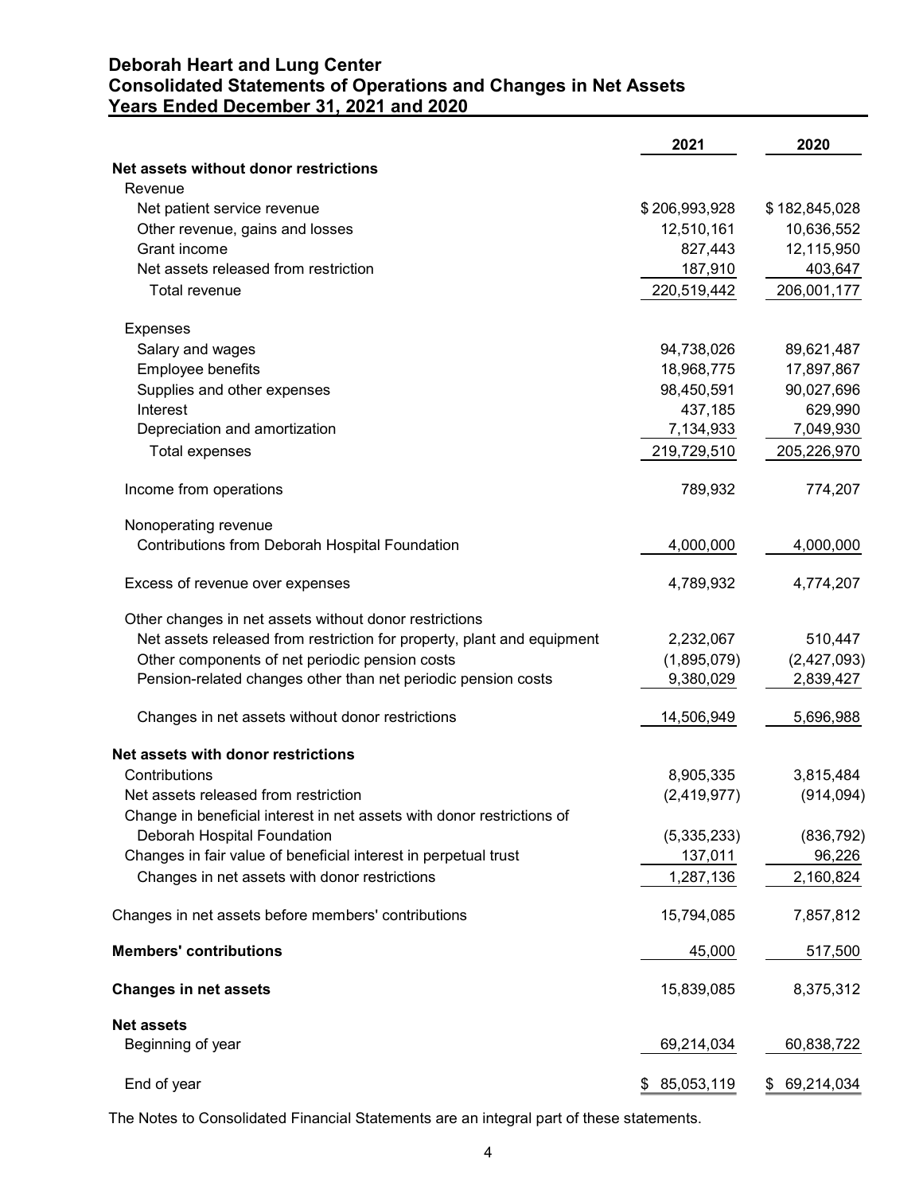# Deborah Heart and Lung Center
## Consolidated Statements of Operations and Changes in Net Assets
### Years Ended December 31, 2021 and 2020

| | 2021 | 2020 |
|---|---|---|
| **Net assets without donor restrictions** | | |
| Revenue | | |
| Net patient service revenue | $ 206,993,928 | $ 182,845,028 |
| Other revenue, gains and losses | 12,510,161 | 10,636,552 |
| Grant income | 827,443 | 12,115,950 |
| Net assets released from restriction | 187,910 | 403,647 |
| Total revenue | 220,519,442 | 206,001,177 |
| Expenses | | |
| Salary and wages | 94,738,026 | 89,621,487 |
| Employee benefits | 18,968,775 | 17,897,867 |
| Supplies and other expenses | 98,450,591 | 90,027,696 |
| Interest | 437,185 | 629,990 |
| Depreciation and amortization | 7,134,933 | 7,049,930 |
| Total expenses | 219,729,510 | 205,226,970 |
| Income from operations | 789,932 | 774,207 |
| Nonoperating revenue | | |
| Contributions from Deborah Hospital Foundation | 4,000,000 | 4,000,000 |
| Excess of revenue over expenses | 4,789,932 | 4,774,207 |
| Other changes in net assets without donor restrictions | | |
| Net assets released from restriction for property, plant and equipment | 2,232,067 | 510,447 |
| Other components of net periodic pension costs | (1,895,079) | (2,427,093) |
| Pension-related changes other than net periodic pension costs | 9,380,029 | 2,839,427 |
| Changes in net assets without donor restrictions | 14,506,949 | 5,696,988 |
| **Net assets with donor restrictions** | | |
| Contributions | 8,905,335 | 3,815,484 |
| Net assets released from restriction | (2,419,977) | (914,094) |
| Change in beneficial interest in net assets with donor restrictions of Deborah Hospital Foundation | (5,335,233) | (836,792) |
| Changes in fair value of beneficial interest in perpetual trust | 137,011 | 96,226 |
| Changes in net assets with donor restrictions | 1,287,136 | 2,160,824 |
| Changes in net assets before members' contributions | 15,794,085 | 7,857,812 |
| **Members' contributions** | 45,000 | 517,500 |
| **Changes in net assets** | 15,839,085 | 8,375,312 |
| **Net assets** | | |
| Beginning of year | 69,214,034 | 60,838,722 |
| End of year | $ 85,053,119 | $ 69,214,034 |

The Notes to Consolidated Financial Statements are an integral part of these statements.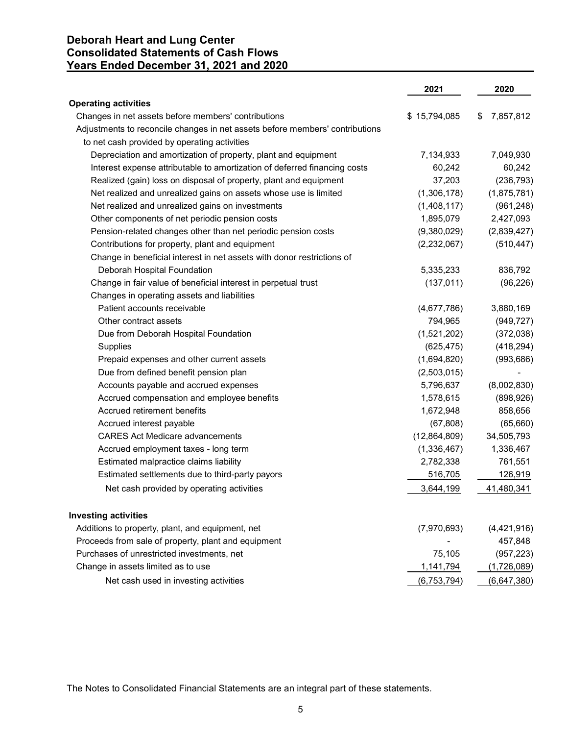# Deborah Heart and Lung Center
## Consolidated Statements of Cash Flows
## Years Ended December 31, 2021 and 2020

| | 2021 | 2020 |
|---|---|---|
| **Operating activities** | | |
| Changes in net assets before members' contributions | $ 15,794,085 | $ 7,857,812 |
| Adjustments to reconcile changes in net assets before members' contributions to net cash provided by operating activities | | |
| Depreciation and amortization of property, plant and equipment | 7,134,933 | 7,049,930 |
| Interest expense attributable to amortization of deferred financing costs | 60,242 | 60,242 |
| Realized (gain) loss on disposal of property, plant and equipment | 37,203 | (236,793) |
| Net realized and unrealized gains on assets whose use is limited | (1,306,178) | (1,875,781) |
| Net realized and unrealized gains on investments | (1,408,117) | (961,248) |
| Other components of net periodic pension costs | 1,895,079 | 2,427,093 |
| Pension-related changes other than net periodic pension costs | (9,380,029) | (2,839,427) |
| Contributions for property, plant and equipment | (2,232,067) | (510,447) |
| Change in beneficial interest in net assets with donor restrictions of Deborah Hospital Foundation | 5,335,233 | 836,792 |
| Change in fair value of beneficial interest in perpetual trust | (137,011) | (96,226) |
| Changes in operating assets and liabilities | | |
| Patient accounts receivable | (4,677,786) | 3,880,169 |
| Other contract assets | 794,965 | (949,727) |
| Due from Deborah Hospital Foundation | (1,521,202) | (372,038) |
| Supplies | (625,475) | (418,294) |
| Prepaid expenses and other current assets | (1,694,820) | (993,686) |
| Due from defined benefit pension plan | (2,503,015) | - |
| Accounts payable and accrued expenses | 5,796,637 | (8,002,830) |
| Accrued compensation and employee benefits | 1,578,615 | (898,926) |
| Accrued retirement benefits | 1,672,948 | 858,656 |
| Accrued interest payable | (67,808) | (65,660) |
| CARES Act Medicare advancements | (12,864,809) | 34,505,793 |
| Accrued employment taxes - long term | (1,336,467) | 1,336,467 |
| Estimated malpractice claims liability | 2,782,338 | 761,551 |
| Estimated settlements due to third-party payors | 516,705 | 126,919 |
| Net cash provided by operating activities | 3,644,199 | 41,480,341 |
| **Investing activities** | | |
| Additions to property, plant, and equipment, net | (7,970,693) | (4,421,916) |
| Proceeds from sale of property, plant and equipment | - | 457,848 |
| Purchases of unrestricted investments, net | 75,105 | (957,223) |
| Change in assets limited as to use | 1,141,794 | (1,726,089) |
| Net cash used in investing activities | (6,753,794) | (6,647,380) |

The Notes to Consolidated Financial Statements are an integral part of these statements.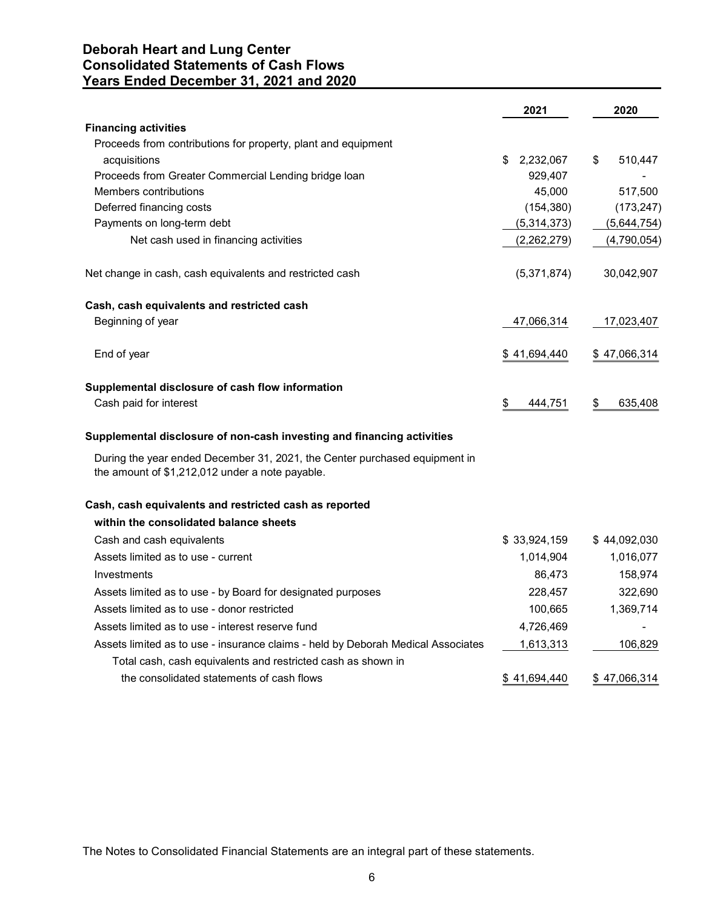# Deborah Heart and Lung Center
## Consolidated Statements of Cash Flows
## Years Ended December 31, 2021 and 2020

| | 2021 | 2020 |
|---|---|---|
| **Financing activities** | | |
| Proceeds from contributions for property, plant and equipment acquisitions | $ 2,232,067 | $ 510,447 |
| Proceeds from Greater Commercial Lending bridge loan | 929,407 | - |
| Members contributions | 45,000 | 517,500 |
| Deferred financing costs | (154,380) | (173,247) |
| Payments on long-term debt | (5,314,373) | (5,644,754) |
| Net cash used in financing activities | (2,262,279) | (4,790,054) |
| Net change in cash, cash equivalents and restricted cash | (5,371,874) | 30,042,907 |
| **Cash, cash equivalents and restricted cash** | | |
| Beginning of year | 47,066,314 | 17,023,407 |
| End of year | $ 41,694,440 | $ 47,066,314 |
| **Supplemental disclosure of cash flow information** | | |
| Cash paid for interest | $ 444,751 | $ 635,408 |

**Supplemental disclosure of non-cash investing and financing activities**

During the year ended December 31, 2021, the Center purchased equipment in the amount of $1,212,012 under a note payable.

| | 2021 | 2020 |
|---|---|---|
| **Cash, cash equivalents and restricted cash as reported within the consolidated balance sheets** | | |
| Cash and cash equivalents | $ 33,924,159 | $ 44,092,030 |
| Assets limited as to use - current | 1,014,904 | 1,016,077 |
| Investments | 86,473 | 158,974 |
| Assets limited as to use - by Board for designated purposes | 228,457 | 322,690 |
| Assets limited as to use - donor restricted | 100,665 | 1,369,714 |
| Assets limited as to use - interest reserve fund | 4,726,469 | - |
| Assets limited as to use - insurance claims - held by Deborah Medical Associates | 1,613,313 | 106,829 |
| Total cash, cash equivalents and restricted cash as shown in the consolidated statements of cash flows | $ 41,694,440 | $ 47,066,314 |

The Notes to Consolidated Financial Statements are an integral part of these statements.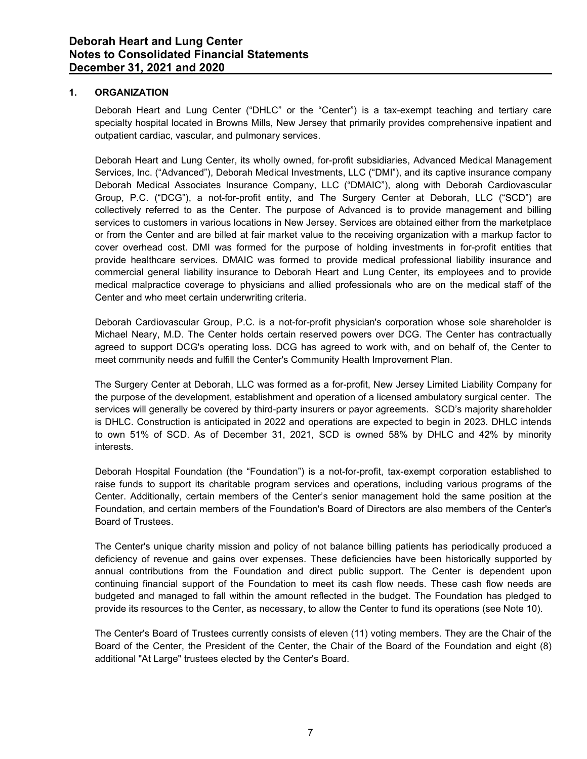## 1. ORGANIZATION

Deborah Heart and Lung Center ("DHLC" or the "Center") is a tax-exempt teaching and tertiary care specialty hospital located in Browns Mills, New Jersey that primarily provides comprehensive inpatient and outpatient cardiac, vascular, and pulmonary services.

Deborah Heart and Lung Center, its wholly owned, for-profit subsidiaries, Advanced Medical Management Services, Inc. ("Advanced"), Deborah Medical Investments, LLC ("DMI"), and its captive insurance company Deborah Medical Associates Insurance Company, LLC ("DMAIC"), along with Deborah Cardiovascular Group, P.C. ("DCG"), a not-for-profit entity, and The Surgery Center at Deborah, LLC ("SCD") are collectively referred to as the Center. The purpose of Advanced is to provide management and billing services to customers in various locations in New Jersey. Services are obtained either from the marketplace or from the Center and are billed at fair market value to the receiving organization with a markup factor to cover overhead cost. DMI was formed for the purpose of holding investments in for-profit entities that provide healthcare services. DMAIC was formed to provide medical professional liability insurance and commercial general liability insurance to Deborah Heart and Lung Center, its employees and to provide medical malpractice coverage to physicians and allied professionals who are on the medical staff of the Center and who meet certain underwriting criteria.

Deborah Cardiovascular Group, P.C. is a not-for-profit physician's corporation whose sole shareholder is Michael Neary, M.D. The Center holds certain reserved powers over DCG. The Center has contractually agreed to support DCG's operating loss. DCG has agreed to work with, and on behalf of, the Center to meet community needs and fulfill the Center's Community Health Improvement Plan.

The Surgery Center at Deborah, LLC was formed as a for-profit, New Jersey Limited Liability Company for the purpose of the development, establishment and operation of a licensed ambulatory surgical center. The services will generally be covered by third-party insurers or payor agreements. SCD's majority shareholder is DHLC. Construction is anticipated in 2022 and operations are expected to begin in 2023. DHLC intends to own 51% of SCD. As of December 31, 2021, SCD is owned 58% by DHLC and 42% by minority interests.

Deborah Hospital Foundation (the "Foundation") is a not-for-profit, tax-exempt corporation established to raise funds to support its charitable program services and operations, including various programs of the Center. Additionally, certain members of the Center's senior management hold the same position at the Foundation, and certain members of the Foundation's Board of Directors are also members of the Center's Board of Trustees.

The Center's unique charity mission and policy of not balance billing patients has periodically produced a deficiency of revenue and gains over expenses. These deficiencies have been historically supported by annual contributions from the Foundation and direct public support. The Center is dependent upon continuing financial support of the Foundation to meet its cash flow needs. These cash flow needs are budgeted and managed to fall within the amount reflected in the budget. The Foundation has pledged to provide its resources to the Center, as necessary, to allow the Center to fund its operations (see Note 10).

The Center's Board of Trustees currently consists of eleven (11) voting members. They are the Chair of the Board of the Center, the President of the Center, the Chair of the Board of the Foundation and eight (8) additional "At Large" trustees elected by the Center's Board.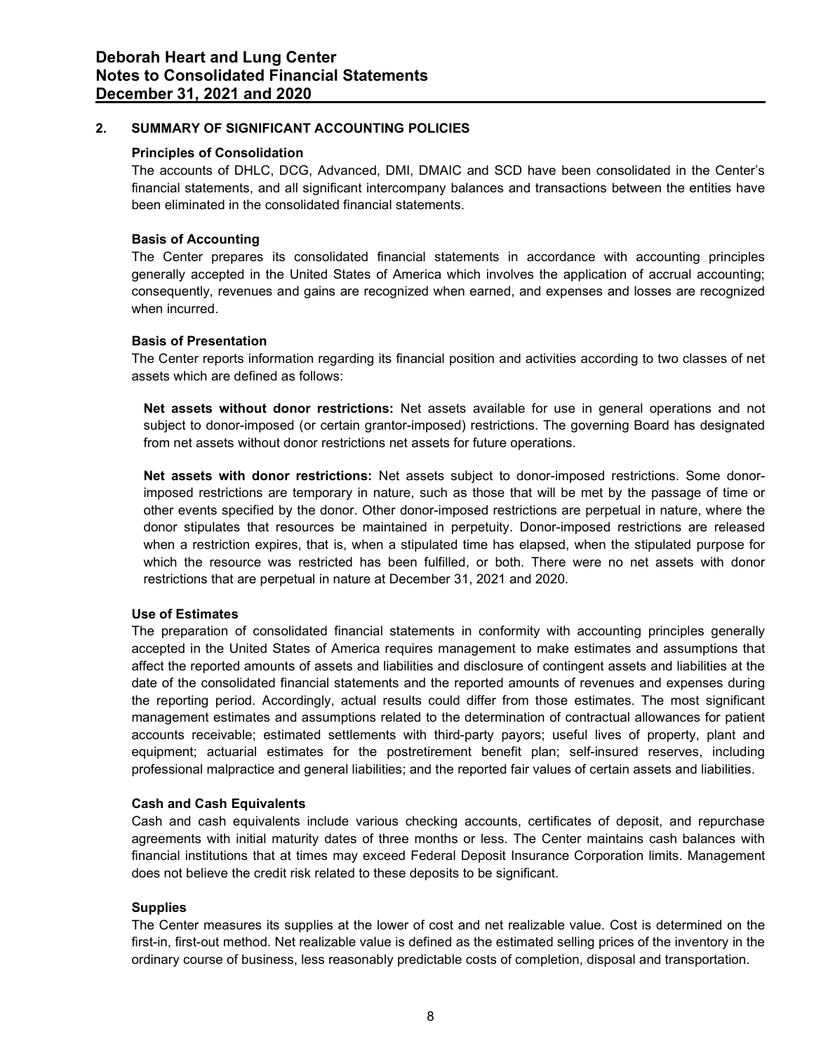## 2. SUMMARY OF SIGNIFICANT ACCOUNTING POLICIES

### Principles of Consolidation

The accounts of DHLC, DCG, Advanced, DMI, DMAIC and SCD have been consolidated in the Center's financial statements, and all significant intercompany balances and transactions between the entities have been eliminated in the consolidated financial statements.

### Basis of Accounting

The Center prepares its consolidated financial statements in accordance with accounting principles generally accepted in the United States of America which involves the application of accrual accounting; consequently, revenues and gains are recognized when earned, and expenses and losses are recognized when incurred.

### Basis of Presentation

The Center reports information regarding its financial position and activities according to two classes of net assets which are defined as follows:

**Net assets without donor restrictions:** Net assets available for use in general operations and not subject to donor-imposed (or certain grantor-imposed) restrictions. The governing Board has designated from net assets without donor restrictions net assets for future operations.

**Net assets with donor restrictions:** Net assets subject to donor-imposed restrictions. Some donor-imposed restrictions are temporary in nature, such as those that will be met by the passage of time or other events specified by the donor. Other donor-imposed restrictions are perpetual in nature, where the donor stipulates that resources be maintained in perpetuity. Donor-imposed restrictions are released when a restriction expires, that is, when a stipulated time has elapsed, when the stipulated purpose for which the resource was restricted has been fulfilled, or both. There were no net assets with donor restrictions that are perpetual in nature at December 31, 2021 and 2020.

### Use of Estimates

The preparation of consolidated financial statements in conformity with accounting principles generally accepted in the United States of America requires management to make estimates and assumptions that affect the reported amounts of assets and liabilities and disclosure of contingent assets and liabilities at the date of the consolidated financial statements and the reported amounts of revenues and expenses during the reporting period. Accordingly, actual results could differ from those estimates. The most significant management estimates and assumptions related to the determination of contractual allowances for patient accounts receivable; estimated settlements with third-party payors; useful lives of property, plant and equipment; actuarial estimates for the postretirement benefit plan; self-insured reserves, including professional malpractice and general liabilities; and the reported fair values of certain assets and liabilities.

### Cash and Cash Equivalents

Cash and cash equivalents include various checking accounts, certificates of deposit, and repurchase agreements with initial maturity dates of three months or less. The Center maintains cash balances with financial institutions that at times may exceed Federal Deposit Insurance Corporation limits. Management does not believe the credit risk related to these deposits to be significant.

### Supplies

The Center measures its supplies at the lower of cost and net realizable value. Cost is determined on the first-in, first-out method. Net realizable value is defined as the estimated selling prices of the inventory in the ordinary course of business, less reasonably predictable costs of completion, disposal and transportation.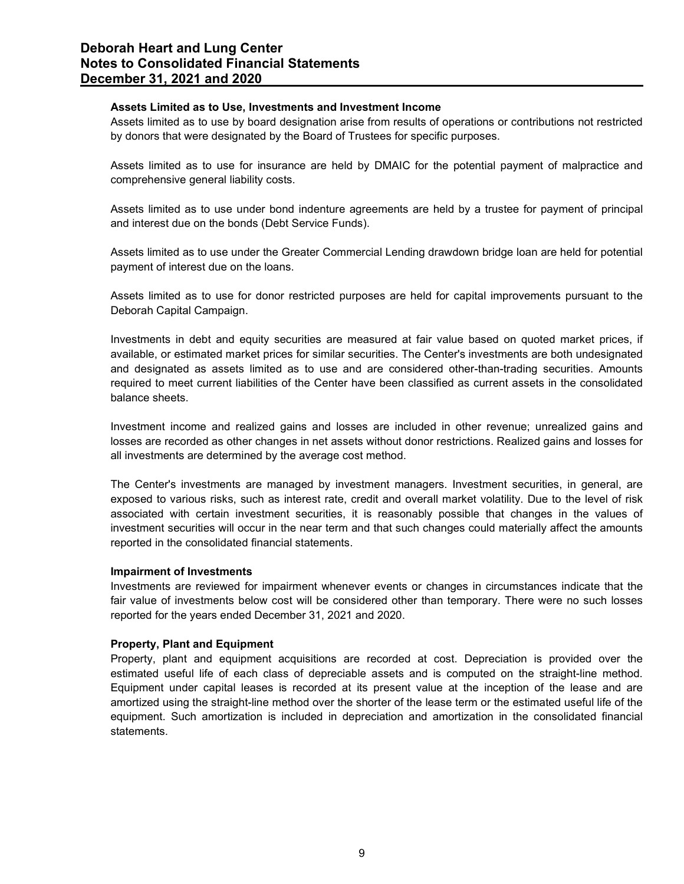### Assets Limited as to Use, Investments and Investment Income

Assets limited as to use by board designation arise from results of operations or contributions not restricted by donors that were designated by the Board of Trustees for specific purposes.

Assets limited as to use for insurance are held by DMAIC for the potential payment of malpractice and comprehensive general liability costs.

Assets limited as to use under bond indenture agreements are held by a trustee for payment of principal and interest due on the bonds (Debt Service Funds).

Assets limited as to use under the Greater Commercial Lending drawdown bridge loan are held for potential payment of interest due on the loans.

Assets limited as to use for donor restricted purposes are held for capital improvements pursuant to the Deborah Capital Campaign.

Investments in debt and equity securities are measured at fair value based on quoted market prices, if available, or estimated market prices for similar securities. The Center's investments are both undesignated and designated as assets limited as to use and are considered other-than-trading securities. Amounts required to meet current liabilities of the Center have been classified as current assets in the consolidated balance sheets.

Investment income and realized gains and losses are included in other revenue; unrealized gains and losses are recorded as other changes in net assets without donor restrictions. Realized gains and losses for all investments are determined by the average cost method.

The Center's investments are managed by investment managers. Investment securities, in general, are exposed to various risks, such as interest rate, credit and overall market volatility. Due to the level of risk associated with certain investment securities, it is reasonably possible that changes in the values of investment securities will occur in the near term and that such changes could materially affect the amounts reported in the consolidated financial statements.

### Impairment of Investments

Investments are reviewed for impairment whenever events or changes in circumstances indicate that the fair value of investments below cost will be considered other than temporary. There were no such losses reported for the years ended December 31, 2021 and 2020.

### Property, Plant and Equipment

Property, plant and equipment acquisitions are recorded at cost. Depreciation is provided over the estimated useful life of each class of depreciable assets and is computed on the straight-line method. Equipment under capital leases is recorded at its present value at the inception of the lease and are amortized using the straight-line method over the shorter of the lease term or the estimated useful life of the equipment. Such amortization is included in depreciation and amortization in the consolidated financial statements.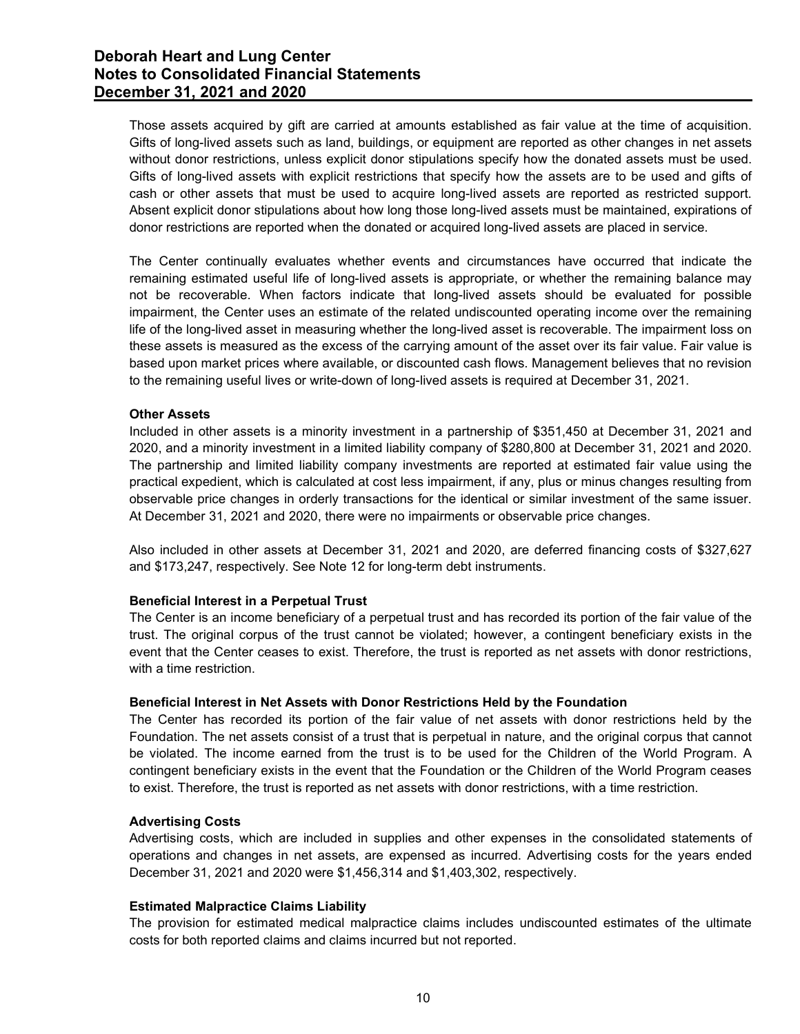Those assets acquired by gift are carried at amounts established as fair value at the time of acquisition. Gifts of long-lived assets such as land, buildings, or equipment are reported as other changes in net assets without donor restrictions, unless explicit donor stipulations specify how the donated assets must be used. Gifts of long-lived assets with explicit restrictions that specify how the assets are to be used and gifts of cash or other assets that must be used to acquire long-lived assets are reported as restricted support. Absent explicit donor stipulations about how long those long-lived assets must be maintained, expirations of donor restrictions are reported when the donated or acquired long-lived assets are placed in service.

The Center continually evaluates whether events and circumstances have occurred that indicate the remaining estimated useful life of long-lived assets is appropriate, or whether the remaining balance may not be recoverable. When factors indicate that long-lived assets should be evaluated for possible impairment, the Center uses an estimate of the related undiscounted operating income over the remaining life of the long-lived asset in measuring whether the long-lived asset is recoverable. The impairment loss on these assets is measured as the excess of the carrying amount of the asset over its fair value. Fair value is based upon market prices where available, or discounted cash flows. Management believes that no revision to the remaining useful lives or write-down of long-lived assets is required at December 31, 2021.

**Other Assets**

Included in other assets is a minority investment in a partnership of $351,450 at December 31, 2021 and 2020, and a minority investment in a limited liability company of $280,800 at December 31, 2021 and 2020. The partnership and limited liability company investments are reported at estimated fair value using the practical expedient, which is calculated at cost less impairment, if any, plus or minus changes resulting from observable price changes in orderly transactions for the identical or similar investment of the same issuer. At December 31, 2021 and 2020, there were no impairments or observable price changes.

Also included in other assets at December 31, 2021 and 2020, are deferred financing costs of $327,627 and $173,247, respectively. See Note 12 for long-term debt instruments.

**Beneficial Interest in a Perpetual Trust**

The Center is an income beneficiary of a perpetual trust and has recorded its portion of the fair value of the trust. The original corpus of the trust cannot be violated; however, a contingent beneficiary exists in the event that the Center ceases to exist. Therefore, the trust is reported as net assets with donor restrictions, with a time restriction.

**Beneficial Interest in Net Assets with Donor Restrictions Held by the Foundation**

The Center has recorded its portion of the fair value of net assets with donor restrictions held by the Foundation. The net assets consist of a trust that is perpetual in nature, and the original corpus that cannot be violated. The income earned from the trust is to be used for the Children of the World Program. A contingent beneficiary exists in the event that the Foundation or the Children of the World Program ceases to exist. Therefore, the trust is reported as net assets with donor restrictions, with a time restriction.

**Advertising Costs**

Advertising costs, which are included in supplies and other expenses in the consolidated statements of operations and changes in net assets, are expensed as incurred. Advertising costs for the years ended December 31, 2021 and 2020 were $1,456,314 and $1,403,302, respectively.

**Estimated Malpractice Claims Liability**

The provision for estimated medical malpractice claims includes undiscounted estimates of the ultimate costs for both reported claims and claims incurred but not reported.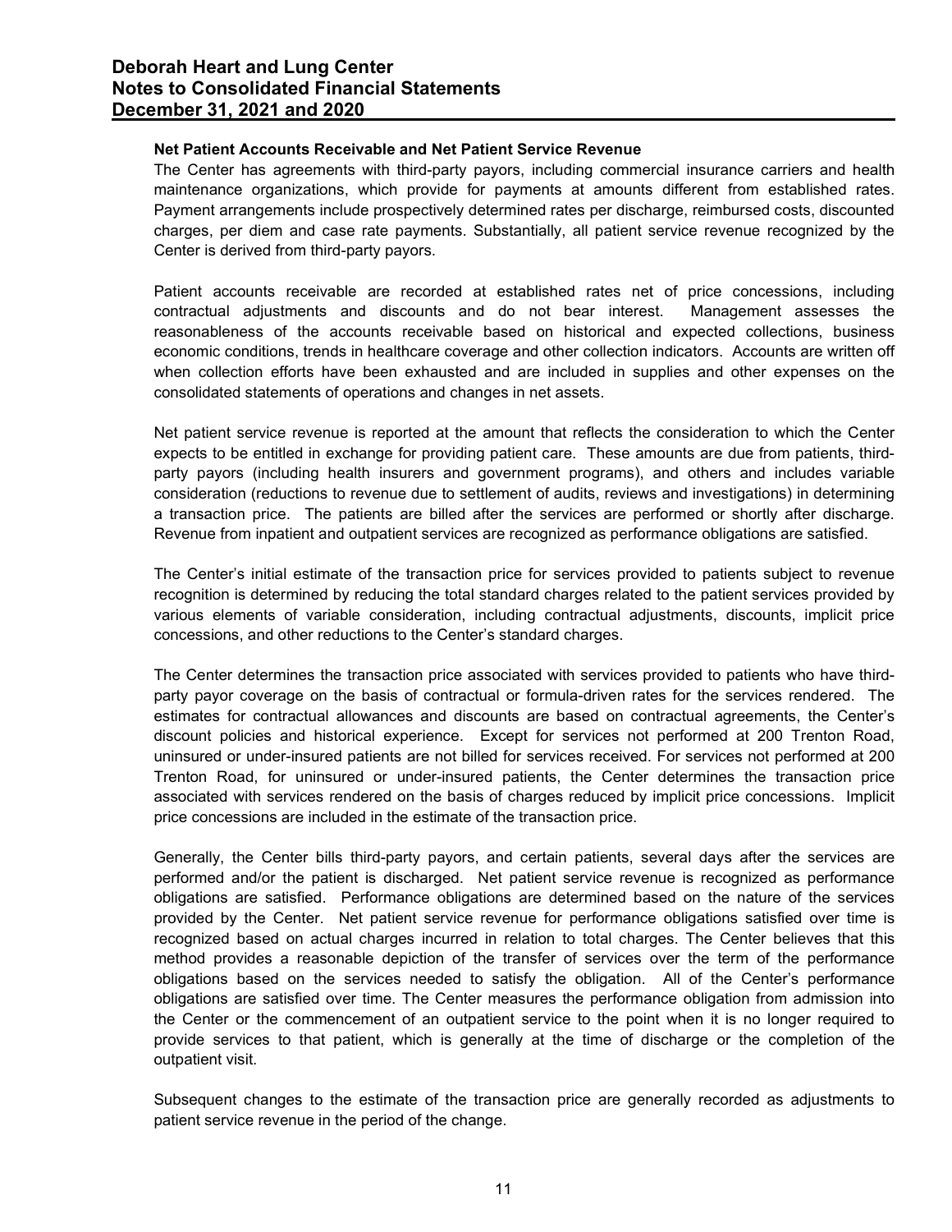### Net Patient Accounts Receivable and Net Patient Service Revenue

The Center has agreements with third-party payors, including commercial insurance carriers and health maintenance organizations, which provide for payments at amounts different from established rates. Payment arrangements include prospectively determined rates per discharge, reimbursed costs, discounted charges, per diem and case rate payments. Substantially, all patient service revenue recognized by the Center is derived from third-party payors.

Patient accounts receivable are recorded at established rates net of price concessions, including contractual adjustments and discounts and do not bear interest. Management assesses the reasonableness of the accounts receivable based on historical and expected collections, business economic conditions, trends in healthcare coverage and other collection indicators. Accounts are written off when collection efforts have been exhausted and are included in supplies and other expenses on the consolidated statements of operations and changes in net assets.

Net patient service revenue is reported at the amount that reflects the consideration to which the Center expects to be entitled in exchange for providing patient care. These amounts are due from patients, third-party payors (including health insurers and government programs), and others and includes variable consideration (reductions to revenue due to settlement of audits, reviews and investigations) in determining a transaction price. The patients are billed after the services are performed or shortly after discharge. Revenue from inpatient and outpatient services are recognized as performance obligations are satisfied.

The Center's initial estimate of the transaction price for services provided to patients subject to revenue recognition is determined by reducing the total standard charges related to the patient services provided by various elements of variable consideration, including contractual adjustments, discounts, implicit price concessions, and other reductions to the Center's standard charges.

The Center determines the transaction price associated with services provided to patients who have third-party payor coverage on the basis of contractual or formula-driven rates for the services rendered. The estimates for contractual allowances and discounts are based on contractual agreements, the Center's discount policies and historical experience. Except for services not performed at 200 Trenton Road, uninsured or under-insured patients are not billed for services received. For services not performed at 200 Trenton Road, for uninsured or under-insured patients, the Center determines the transaction price associated with services rendered on the basis of charges reduced by implicit price concessions. Implicit price concessions are included in the estimate of the transaction price.

Generally, the Center bills third-party payors, and certain patients, several days after the services are performed and/or the patient is discharged. Net patient service revenue is recognized as performance obligations are satisfied. Performance obligations are determined based on the nature of the services provided by the Center. Net patient service revenue for performance obligations satisfied over time is recognized based on actual charges incurred in relation to total charges. The Center believes that this method provides a reasonable depiction of the transfer of services over the term of the performance obligations based on the services needed to satisfy the obligation. All of the Center's performance obligations are satisfied over time. The Center measures the performance obligation from admission into the Center or the commencement of an outpatient service to the point when it is no longer required to provide services to that patient, which is generally at the time of discharge or the completion of the outpatient visit.

Subsequent changes to the estimate of the transaction price are generally recorded as adjustments to patient service revenue in the period of the change.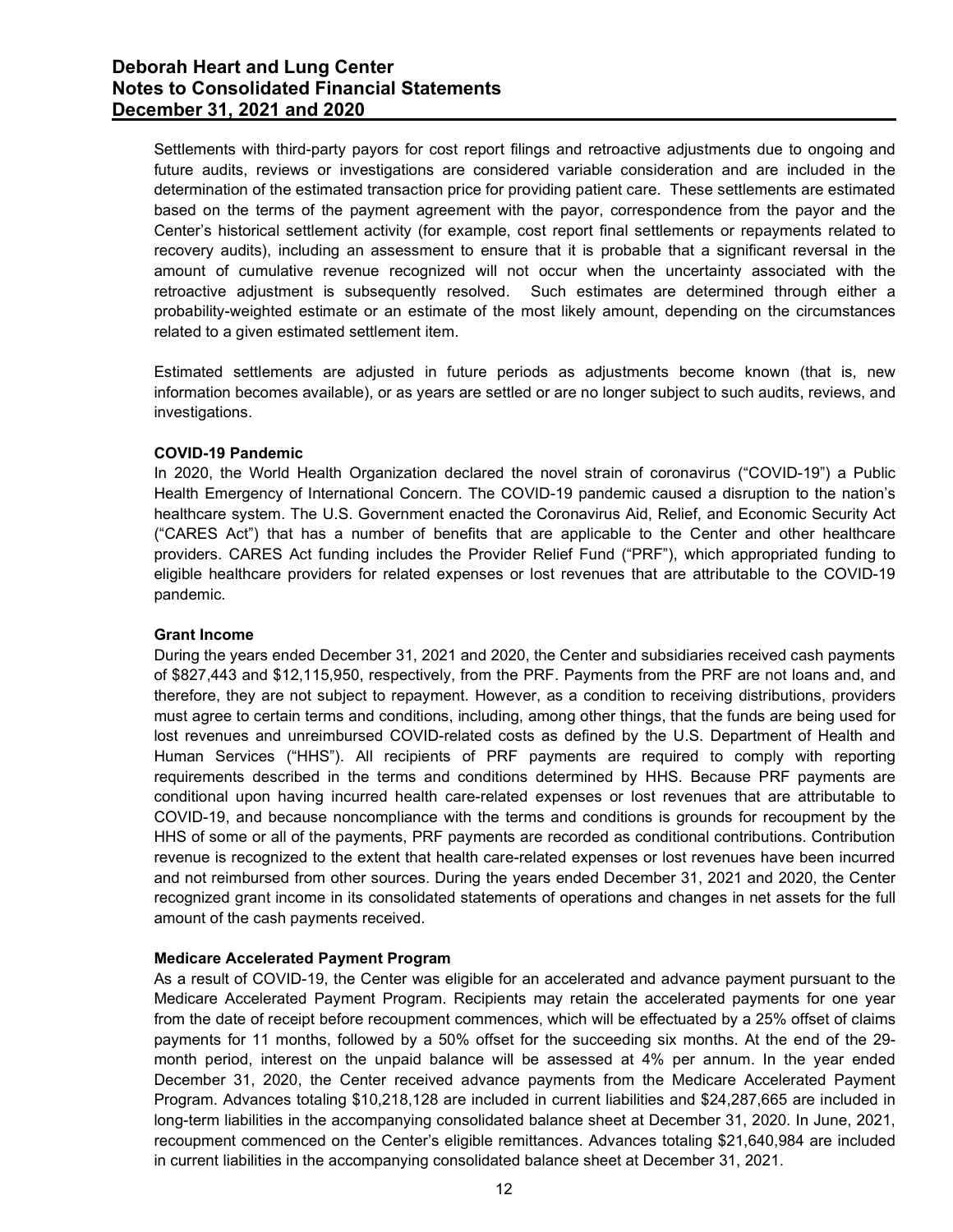Settlements with third-party payors for cost report filings and retroactive adjustments due to ongoing and future audits, reviews or investigations are considered variable consideration and are included in the determination of the estimated transaction price for providing patient care. These settlements are estimated based on the terms of the payment agreement with the payor, correspondence from the payor and the Center's historical settlement activity (for example, cost report final settlements or repayments related to recovery audits), including an assessment to ensure that it is probable that a significant reversal in the amount of cumulative revenue recognized will not occur when the uncertainty associated with the retroactive adjustment is subsequently resolved. Such estimates are determined through either a probability-weighted estimate or an estimate of the most likely amount, depending on the circumstances related to a given estimated settlement item.

Estimated settlements are adjusted in future periods as adjustments become known (that is, new information becomes available), or as years are settled or are no longer subject to such audits, reviews, and investigations.

**COVID-19 Pandemic**

In 2020, the World Health Organization declared the novel strain of coronavirus ("COVID-19") a Public Health Emergency of International Concern. The COVID-19 pandemic caused a disruption to the nation's healthcare system. The U.S. Government enacted the Coronavirus Aid, Relief, and Economic Security Act ("CARES Act") that has a number of benefits that are applicable to the Center and other healthcare providers. CARES Act funding includes the Provider Relief Fund ("PRF"), which appropriated funding to eligible healthcare providers for related expenses or lost revenues that are attributable to the COVID-19 pandemic.

**Grant Income**

During the years ended December 31, 2021 and 2020, the Center and subsidiaries received cash payments of $827,443 and $12,115,950, respectively, from the PRF. Payments from the PRF are not loans and, and therefore, they are not subject to repayment. However, as a condition to receiving distributions, providers must agree to certain terms and conditions, including, among other things, that the funds are being used for lost revenues and unreimbursed COVID-related costs as defined by the U.S. Department of Health and Human Services ("HHS"). All recipients of PRF payments are required to comply with reporting requirements described in the terms and conditions determined by HHS. Because PRF payments are conditional upon having incurred health care-related expenses or lost revenues that are attributable to COVID-19, and because noncompliance with the terms and conditions is grounds for recoupment by the HHS of some or all of the payments, PRF payments are recorded as conditional contributions. Contribution revenue is recognized to the extent that health care-related expenses or lost revenues have been incurred and not reimbursed from other sources. During the years ended December 31, 2021 and 2020, the Center recognized grant income in its consolidated statements of operations and changes in net assets for the full amount of the cash payments received.

**Medicare Accelerated Payment Program**

As a result of COVID-19, the Center was eligible for an accelerated and advance payment pursuant to the Medicare Accelerated Payment Program. Recipients may retain the accelerated payments for one year from the date of receipt before recoupment commences, which will be effectuated by a 25% offset of claims payments for 11 months, followed by a 50% offset for the succeeding six months. At the end of the 29-month period, interest on the unpaid balance will be assessed at 4% per annum. In the year ended December 31, 2020, the Center received advance payments from the Medicare Accelerated Payment Program. Advances totaling $10,218,128 are included in current liabilities and $24,287,665 are included in long-term liabilities in the accompanying consolidated balance sheet at December 31, 2020. In June, 2021, recoupment commenced on the Center's eligible remittances. Advances totaling $21,640,984 are included in current liabilities in the accompanying consolidated balance sheet at December 31, 2021.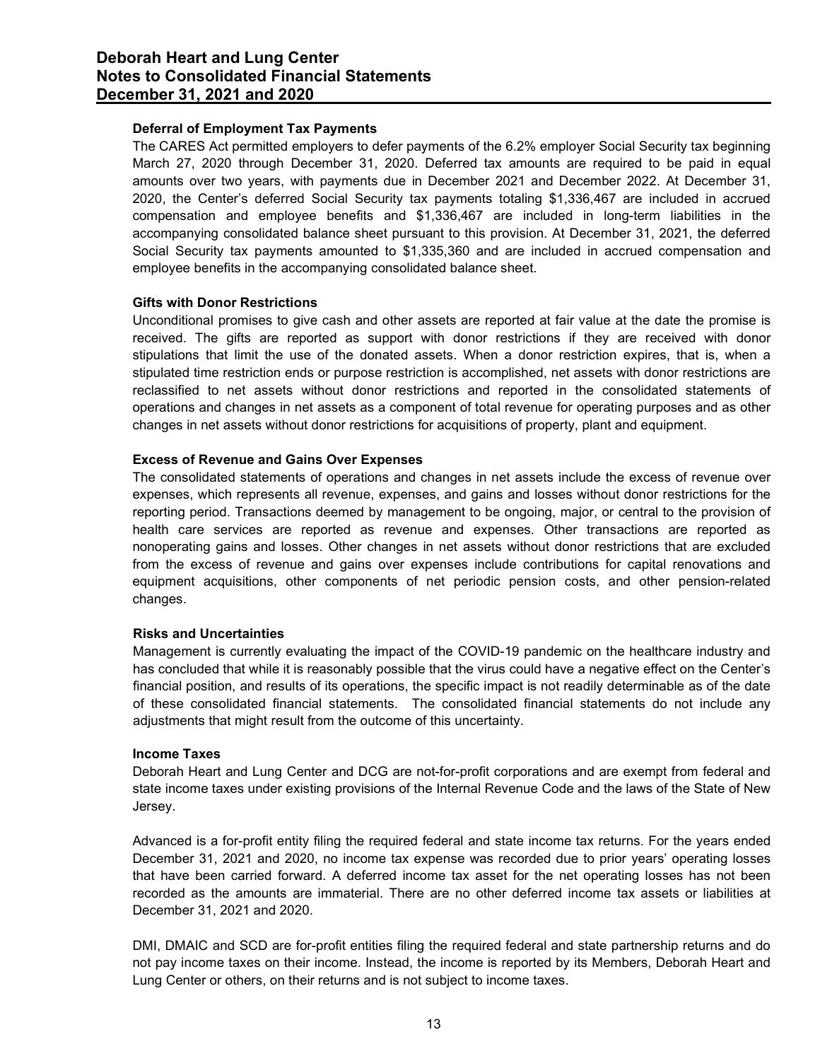### Deferral of Employment Tax Payments

The CARES Act permitted employers to defer payments of the 6.2% employer Social Security tax beginning March 27, 2020 through December 31, 2020. Deferred tax amounts are required to be paid in equal amounts over two years, with payments due in December 2021 and December 2022. At December 31, 2020, the Center's deferred Social Security tax payments totaling $1,336,467 are included in accrued compensation and employee benefits and $1,336,467 are included in long-term liabilities in the accompanying consolidated balance sheet pursuant to this provision. At December 31, 2021, the deferred Social Security tax payments amounted to $1,335,360 and are included in accrued compensation and employee benefits in the accompanying consolidated balance sheet.

### Gifts with Donor Restrictions

Unconditional promises to give cash and other assets are reported at fair value at the date the promise is received. The gifts are reported as support with donor restrictions if they are received with donor stipulations that limit the use of the donated assets. When a donor restriction expires, that is, when a stipulated time restriction ends or purpose restriction is accomplished, net assets with donor restrictions are reclassified to net assets without donor restrictions and reported in the consolidated statements of operations and changes in net assets as a component of total revenue for operating purposes and as other changes in net assets without donor restrictions for acquisitions of property, plant and equipment.

### Excess of Revenue and Gains Over Expenses

The consolidated statements of operations and changes in net assets include the excess of revenue over expenses, which represents all revenue, expenses, and gains and losses without donor restrictions for the reporting period. Transactions deemed by management to be ongoing, major, or central to the provision of health care services are reported as revenue and expenses. Other transactions are reported as nonoperating gains and losses. Other changes in net assets without donor restrictions that are excluded from the excess of revenue and gains over expenses include contributions for capital renovations and equipment acquisitions, other components of net periodic pension costs, and other pension-related changes.

### Risks and Uncertainties

Management is currently evaluating the impact of the COVID-19 pandemic on the healthcare industry and has concluded that while it is reasonably possible that the virus could have a negative effect on the Center's financial position, and results of its operations, the specific impact is not readily determinable as of the date of these consolidated financial statements. The consolidated financial statements do not include any adjustments that might result from the outcome of this uncertainty.

### Income Taxes

Deborah Heart and Lung Center and DCG are not-for-profit corporations and are exempt from federal and state income taxes under existing provisions of the Internal Revenue Code and the laws of the State of New Jersey.

Advanced is a for-profit entity filing the required federal and state income tax returns. For the years ended December 31, 2021 and 2020, no income tax expense was recorded due to prior years' operating losses that have been carried forward. A deferred income tax asset for the net operating losses has not been recorded as the amounts are immaterial. There are no other deferred income tax assets or liabilities at December 31, 2021 and 2020.

DMI, DMAIC and SCD are for-profit entities filing the required federal and state partnership returns and do not pay income taxes on their income. Instead, the income is reported by its Members, Deborah Heart and Lung Center or others, on their returns and is not subject to income taxes.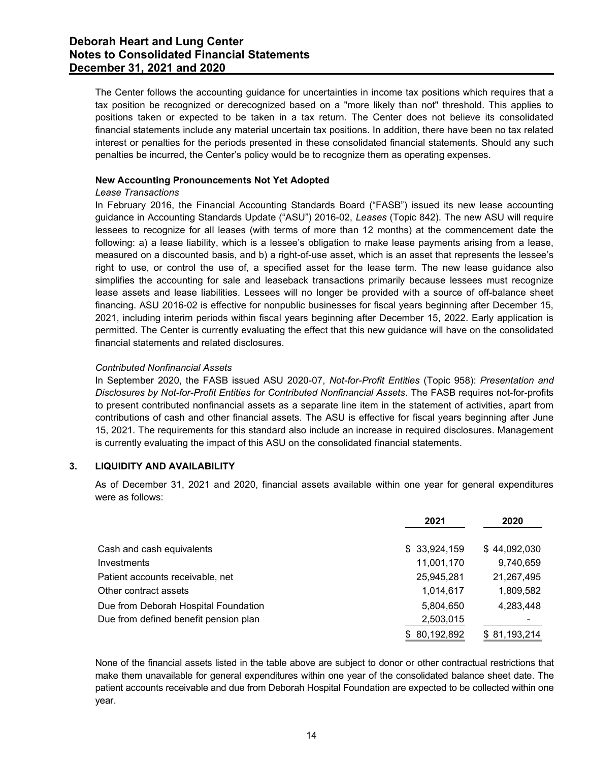The Center follows the accounting guidance for uncertainties in income tax positions which requires that a tax position be recognized or derecognized based on a "more likely than not" threshold. This applies to positions taken or expected to be taken in a tax return. The Center does not believe its consolidated financial statements include any material uncertain tax positions. In addition, there have been no tax related interest or penalties for the periods presented in these consolidated financial statements. Should any such penalties be incurred, the Center's policy would be to recognize them as operating expenses.

**New Accounting Pronouncements Not Yet Adopted**

*Lease Transactions*

In February 2016, the Financial Accounting Standards Board ("FASB") issued its new lease accounting guidance in Accounting Standards Update ("ASU") 2016-02, *Leases* (Topic 842). The new ASU will require lessees to recognize for all leases (with terms of more than 12 months) at the commencement date the following: a) a lease liability, which is a lessee's obligation to make lease payments arising from a lease, measured on a discounted basis, and b) a right-of-use asset, which is an asset that represents the lessee's right to use, or control the use of, a specified asset for the lease term. The new lease guidance also simplifies the accounting for sale and leaseback transactions primarily because lessees must recognize lease assets and lease liabilities. Lessees will no longer be provided with a source of off-balance sheet financing. ASU 2016-02 is effective for nonpublic businesses for fiscal years beginning after December 15, 2021, including interim periods within fiscal years beginning after December 15, 2022. Early application is permitted. The Center is currently evaluating the effect that this new guidance will have on the consolidated financial statements and related disclosures.

*Contributed Nonfinancial Assets*

In September 2020, the FASB issued ASU 2020-07, *Not-for-Profit Entities* (Topic 958): *Presentation and Disclosures by Not-for-Profit Entities for Contributed Nonfinancial Assets*. The FASB requires not-for-profits to present contributed nonfinancial assets as a separate line item in the statement of activities, apart from contributions of cash and other financial assets. The ASU is effective for fiscal years beginning after June 15, 2021. The requirements for this standard also include an increase in required disclosures. Management is currently evaluating the impact of this ASU on the consolidated financial statements.

## 3. LIQUIDITY AND AVAILABILITY

As of December 31, 2021 and 2020, financial assets available within one year for general expenditures were as follows:

| | 2021 | 2020 |
|---|---|---|
| Cash and cash equivalents | $ 33,924,159 | $ 44,092,030 |
| Investments | 11,001,170 | 9,740,659 |
| Patient accounts receivable, net | 25,945,281 | 21,267,495 |
| Other contract assets | 1,014,617 | 1,809,582 |
| Due from Deborah Hospital Foundation | 5,804,650 | 4,283,448 |
| Due from defined benefit pension plan | 2,503,015 | - |
| | $ 80,192,892 | $ 81,193,214 |

None of the financial assets listed in the table above are subject to donor or other contractual restrictions that make them unavailable for general expenditures within one year of the consolidated balance sheet date. The patient accounts receivable and due from Deborah Hospital Foundation are expected to be collected within one year.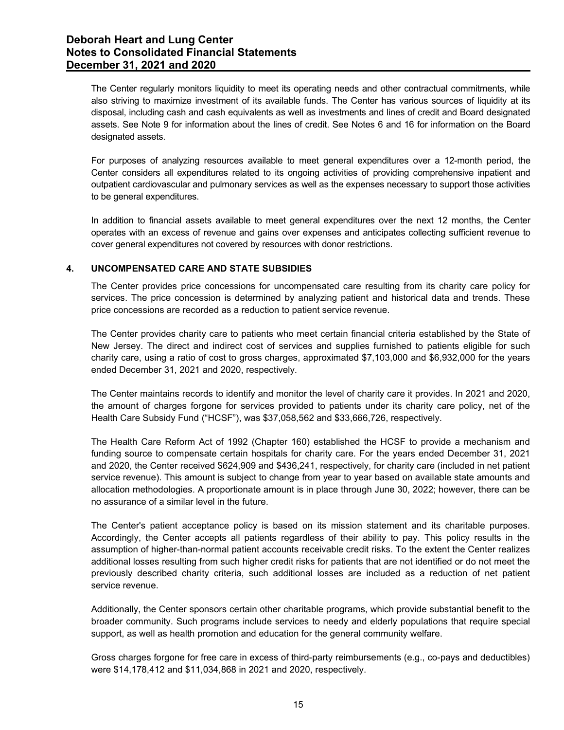The Center regularly monitors liquidity to meet its operating needs and other contractual commitments, while also striving to maximize investment of its available funds. The Center has various sources of liquidity at its disposal, including cash and cash equivalents as well as investments and lines of credit and Board designated assets. See Note 9 for information about the lines of credit. See Notes 6 and 16 for information on the Board designated assets.

For purposes of analyzing resources available to meet general expenditures over a 12-month period, the Center considers all expenditures related to its ongoing activities of providing comprehensive inpatient and outpatient cardiovascular and pulmonary services as well as the expenses necessary to support those activities to be general expenditures.

In addition to financial assets available to meet general expenditures over the next 12 months, the Center operates with an excess of revenue and gains over expenses and anticipates collecting sufficient revenue to cover general expenditures not covered by resources with donor restrictions.

## 4. UNCOMPENSATED CARE AND STATE SUBSIDIES

The Center provides price concessions for uncompensated care resulting from its charity care policy for services. The price concession is determined by analyzing patient and historical data and trends. These price concessions are recorded as a reduction to patient service revenue.

The Center provides charity care to patients who meet certain financial criteria established by the State of New Jersey. The direct and indirect cost of services and supplies furnished to patients eligible for such charity care, using a ratio of cost to gross charges, approximated $7,103,000 and $6,932,000 for the years ended December 31, 2021 and 2020, respectively.

The Center maintains records to identify and monitor the level of charity care it provides. In 2021 and 2020, the amount of charges forgone for services provided to patients under its charity care policy, net of the Health Care Subsidy Fund ("HCSF"), was $37,058,562 and $33,666,726, respectively.

The Health Care Reform Act of 1992 (Chapter 160) established the HCSF to provide a mechanism and funding source to compensate certain hospitals for charity care. For the years ended December 31, 2021 and 2020, the Center received $624,909 and $436,241, respectively, for charity care (included in net patient service revenue). This amount is subject to change from year to year based on available state amounts and allocation methodologies. A proportionate amount is in place through June 30, 2022; however, there can be no assurance of a similar level in the future.

The Center's patient acceptance policy is based on its mission statement and its charitable purposes. Accordingly, the Center accepts all patients regardless of their ability to pay. This policy results in the assumption of higher-than-normal patient accounts receivable credit risks. To the extent the Center realizes additional losses resulting from such higher credit risks for patients that are not identified or do not meet the previously described charity criteria, such additional losses are included as a reduction of net patient service revenue.

Additionally, the Center sponsors certain other charitable programs, which provide substantial benefit to the broader community. Such programs include services to needy and elderly populations that require special support, as well as health promotion and education for the general community welfare.

Gross charges forgone for free care in excess of third-party reimbursements (e.g., co-pays and deductibles) were $14,178,412 and $11,034,868 in 2021 and 2020, respectively.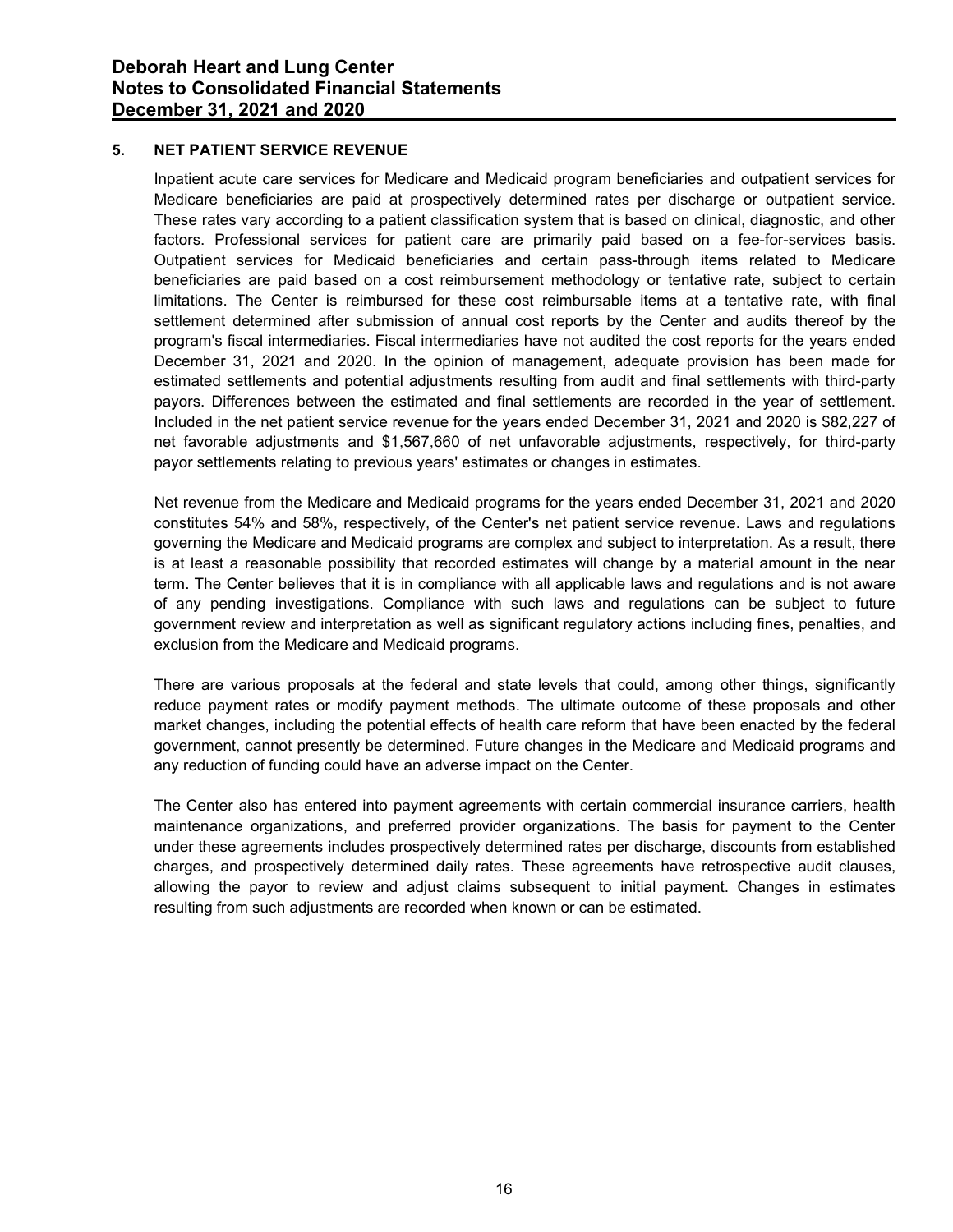## 5. NET PATIENT SERVICE REVENUE

Inpatient acute care services for Medicare and Medicaid program beneficiaries and outpatient services for Medicare beneficiaries are paid at prospectively determined rates per discharge or outpatient service. These rates vary according to a patient classification system that is based on clinical, diagnostic, and other factors. Professional services for patient care are primarily paid based on a fee-for-services basis. Outpatient services for Medicaid beneficiaries and certain pass-through items related to Medicare beneficiaries are paid based on a cost reimbursement methodology or tentative rate, subject to certain limitations. The Center is reimbursed for these cost reimbursable items at a tentative rate, with final settlement determined after submission of annual cost reports by the Center and audits thereof by the program's fiscal intermediaries. Fiscal intermediaries have not audited the cost reports for the years ended December 31, 2021 and 2020. In the opinion of management, adequate provision has been made for estimated settlements and potential adjustments resulting from audit and final settlements with third-party payors. Differences between the estimated and final settlements are recorded in the year of settlement. Included in the net patient service revenue for the years ended December 31, 2021 and 2020 is $82,227 of net favorable adjustments and $1,567,660 of net unfavorable adjustments, respectively, for third-party payor settlements relating to previous years' estimates or changes in estimates.

Net revenue from the Medicare and Medicaid programs for the years ended December 31, 2021 and 2020 constitutes 54% and 58%, respectively, of the Center's net patient service revenue. Laws and regulations governing the Medicare and Medicaid programs are complex and subject to interpretation. As a result, there is at least a reasonable possibility that recorded estimates will change by a material amount in the near term. The Center believes that it is in compliance with all applicable laws and regulations and is not aware of any pending investigations. Compliance with such laws and regulations can be subject to future government review and interpretation as well as significant regulatory actions including fines, penalties, and exclusion from the Medicare and Medicaid programs.

There are various proposals at the federal and state levels that could, among other things, significantly reduce payment rates or modify payment methods. The ultimate outcome of these proposals and other market changes, including the potential effects of health care reform that have been enacted by the federal government, cannot presently be determined. Future changes in the Medicare and Medicaid programs and any reduction of funding could have an adverse impact on the Center.

The Center also has entered into payment agreements with certain commercial insurance carriers, health maintenance organizations, and preferred provider organizations. The basis for payment to the Center under these agreements includes prospectively determined rates per discharge, discounts from established charges, and prospectively determined daily rates. These agreements have retrospective audit clauses, allowing the payor to review and adjust claims subsequent to initial payment. Changes in estimates resulting from such adjustments are recorded when known or can be estimated.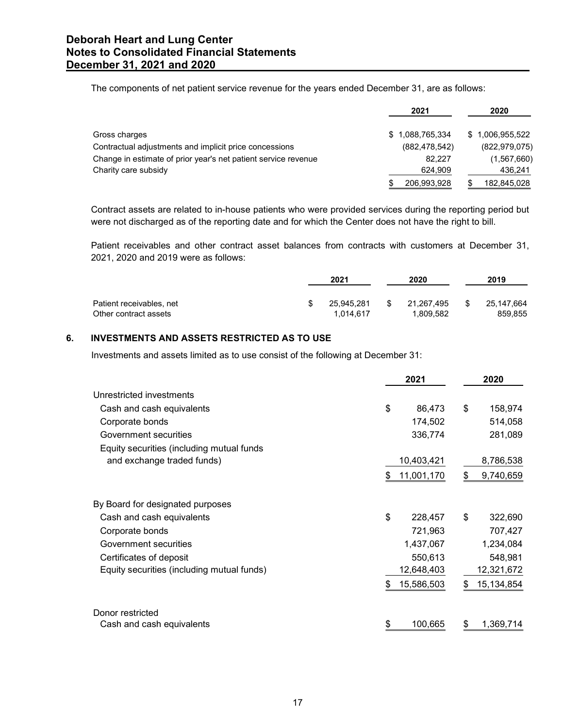The components of net patient service revenue for the years ended December 31, are as follows:

| | 2021 | 2020 |
|---|---|---|
| Gross charges | $ 1,088,765,334 | $ 1,006,955,522 |
| Contractual adjustments and implicit price concessions | (882,478,542) | (822,979,075) |
| Change in estimate of prior year's net patient service revenue | 82,227 | (1,567,660) |
| Charity care subsidy | 624,909 | 436,241 |
| | $ 206,993,928 | $ 182,845,028 |

Contract assets are related to in-house patients who were provided services during the reporting period but were not discharged as of the reporting date and for which the Center does not have the right to bill.

Patient receivables and other contract asset balances from contracts with customers at December 31, 2021, 2020 and 2019 were as follows:

| | 2021 | 2020 | 2019 |
|---|---|---|---|
| Patient receivables, net | $ 25,945,281 | $ 21,267,495 | $ 25,147,664 |
| Other contract assets | 1,014,617 | 1,809,582 | 859,855 |

## 6. INVESTMENTS AND ASSETS RESTRICTED AS TO USE

Investments and assets limited as to use consist of the following at December 31:

| | 2021 | 2020 |
|---|---|---|
| Unrestricted investments | | |
| Cash and cash equivalents | $ 86,473 | $ 158,974 |
| Corporate bonds | 174,502 | 514,058 |
| Government securities | 336,774 | 281,089 |
| Equity securities (including mutual funds and exchange traded funds) | 10,403,421 | 8,786,538 |
| | $ 11,001,170 | $ 9,740,659 |
| By Board for designated purposes | | |
| Cash and cash equivalents | $ 228,457 | $ 322,690 |
| Corporate bonds | 721,963 | 707,427 |
| Government securities | 1,437,067 | 1,234,084 |
| Certificates of deposit | 550,613 | 548,981 |
| Equity securities (including mutual funds) | 12,648,403 | 12,321,672 |
| | $ 15,586,503 | $ 15,134,854 |
| Donor restricted | | |
| Cash and cash equivalents | $ 100,665 | $ 1,369,714 |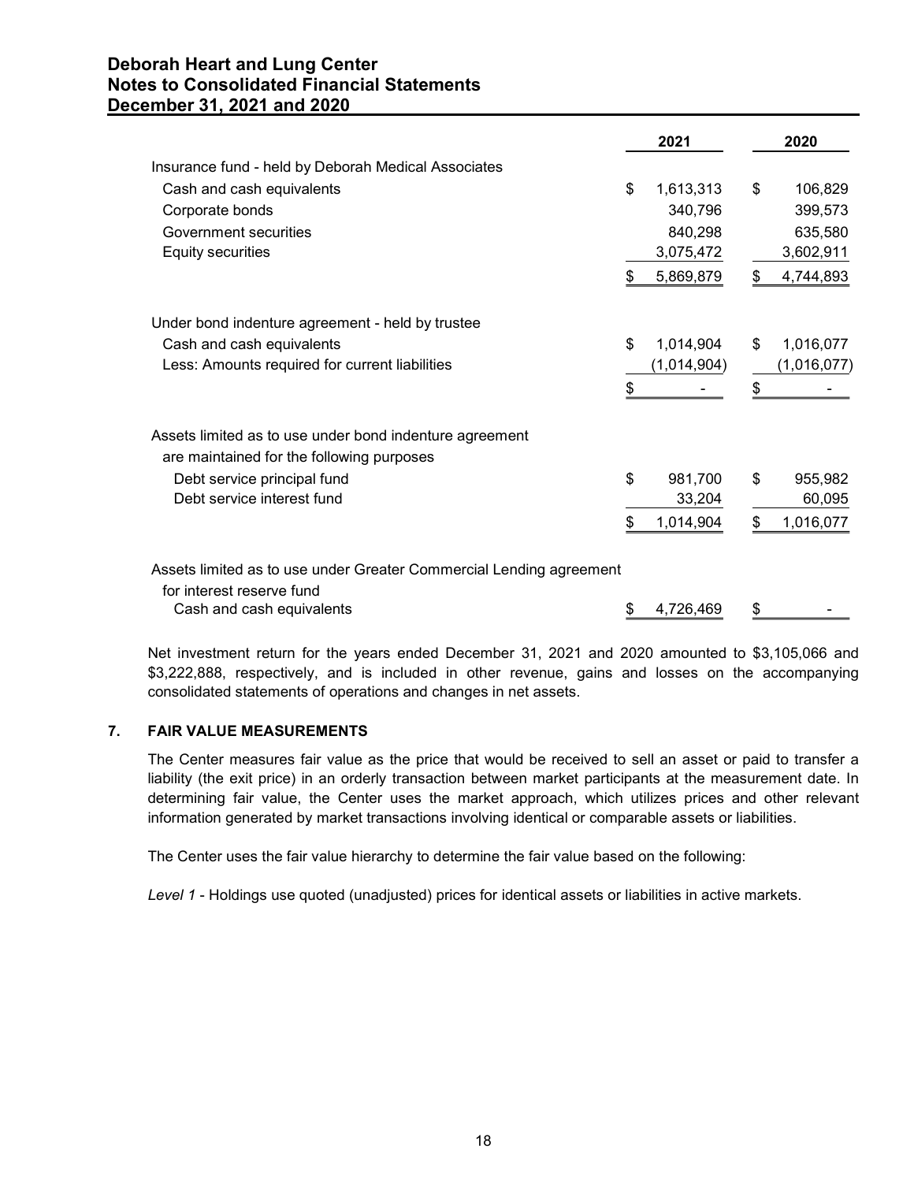| | 2021 | 2020 |
|---|---|---|
| Insurance fund - held by Deborah Medical Associates | | |
| Cash and cash equivalents | $ 1,613,313 | $ 106,829 |
| Corporate bonds | 340,796 | 399,573 |
| Government securities | 840,298 | 635,580 |
| Equity securities | 3,075,472 | 3,602,911 |
| | $ 5,869,879 | $ 4,744,893 |
| | | |
| Under bond indenture agreement - held by trustee | | |
| Cash and cash equivalents | $ 1,014,904 | $ 1,016,077 |
| Less: Amounts required for current liabilities | (1,014,904) | (1,016,077) |
| | $ - | $ - |
| | | |
| Assets limited as to use under bond indenture agreement are maintained for the following purposes | | |
| Debt service principal fund | $ 981,700 | $ 955,982 |
| Debt service interest fund | 33,204 | 60,095 |
| | $ 1,014,904 | $ 1,016,077 |
| | | |
| Assets limited as to use under Greater Commercial Lending agreement for interest reserve fund | | |
| Cash and cash equivalents | $ 4,726,469 | $ - |

Net investment return for the years ended December 31, 2021 and 2020 amounted to $3,105,066 and $3,222,888, respectively, and is included in other revenue, gains and losses on the accompanying consolidated statements of operations and changes in net assets.

## 7. FAIR VALUE MEASUREMENTS

The Center measures fair value as the price that would be received to sell an asset or paid to transfer a liability (the exit price) in an orderly transaction between market participants at the measurement date. In determining fair value, the Center uses the market approach, which utilizes prices and other relevant information generated by market transactions involving identical or comparable assets or liabilities.

The Center uses the fair value hierarchy to determine the fair value based on the following:

*Level 1* - Holdings use quoted (unadjusted) prices for identical assets or liabilities in active markets.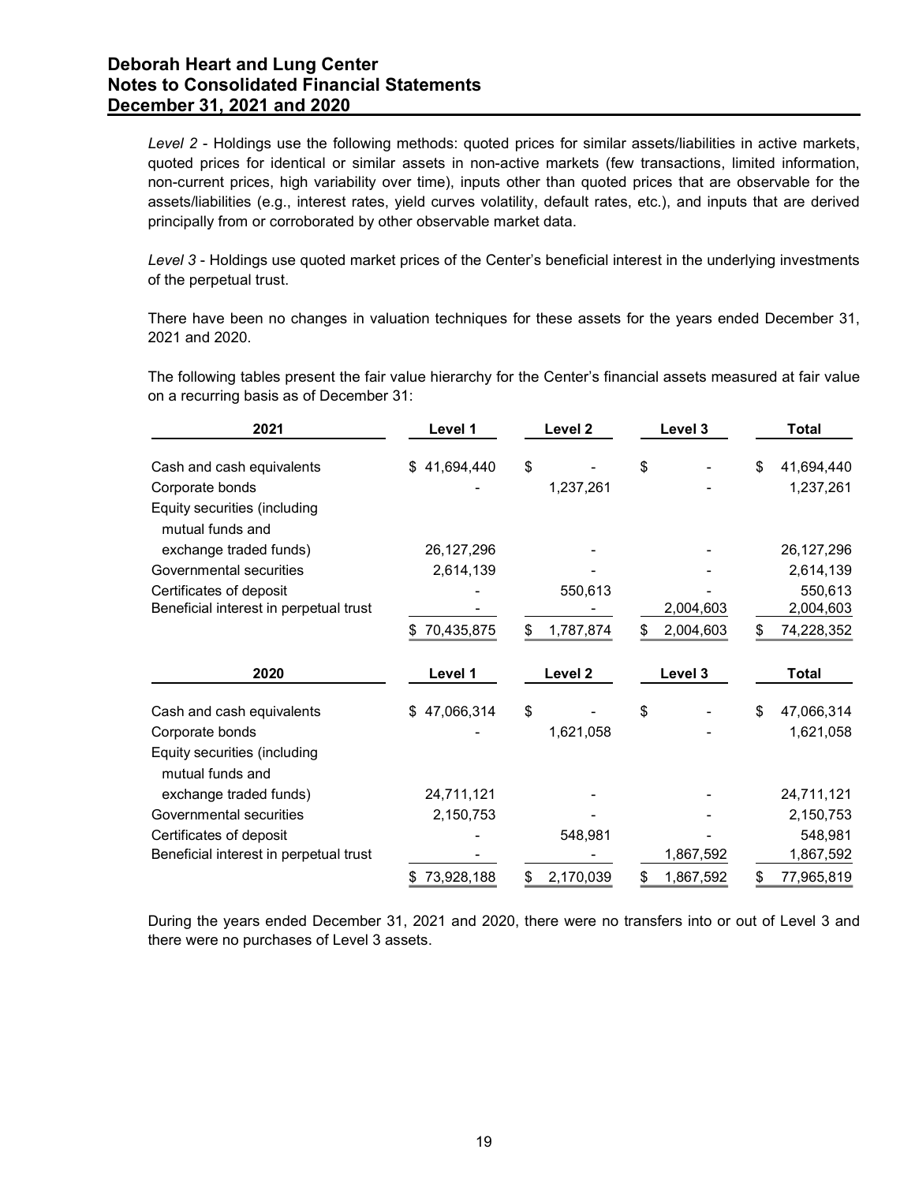*Level 2* - Holdings use the following methods: quoted prices for similar assets/liabilities in active markets, quoted prices for identical or similar assets in non-active markets (few transactions, limited information, non-current prices, high variability over time), inputs other than quoted prices that are observable for the assets/liabilities (e.g., interest rates, yield curves volatility, default rates, etc.), and inputs that are derived principally from or corroborated by other observable market data.

*Level 3* - Holdings use quoted market prices of the Center's beneficial interest in the underlying investments of the perpetual trust.

There have been no changes in valuation techniques for these assets for the years ended December 31, 2021 and 2020.

The following tables present the fair value hierarchy for the Center's financial assets measured at fair value on a recurring basis as of December 31:

| 2021 | Level 1 | Level 2 | Level 3 | Total |
|---|---|---|---|---|
| Cash and cash equivalents | $ 41,694,440 | $ - | $ - | $ 41,694,440 |
| Corporate bonds | - | 1,237,261 | - | 1,237,261 |
| Equity securities (including mutual funds and exchange traded funds) | 26,127,296 | - | - | 26,127,296 |
| Governmental securities | 2,614,139 | - | - | 2,614,139 |
| Certificates of deposit | - | 550,613 | - | 550,613 |
| Beneficial interest in perpetual trust | - | - | 2,004,603 | 2,004,603 |
| | $ 70,435,875 | $ 1,787,874 | $ 2,004,603 | $ 74,228,352 |

| 2020 | Level 1 | Level 2 | Level 3 | Total |
|---|---|---|---|---|
| Cash and cash equivalents | $ 47,066,314 | $ - | $ - | $ 47,066,314 |
| Corporate bonds | - | 1,621,058 | - | 1,621,058 |
| Equity securities (including mutual funds and exchange traded funds) | 24,711,121 | - | - | 24,711,121 |
| Governmental securities | 2,150,753 | - | - | 2,150,753 |
| Certificates of deposit | - | 548,981 | - | 548,981 |
| Beneficial interest in perpetual trust | - | - | 1,867,592 | 1,867,592 |
| | $ 73,928,188 | $ 2,170,039 | $ 1,867,592 | $ 77,965,819 |

During the years ended December 31, 2021 and 2020, there were no transfers into or out of Level 3 and there were no purchases of Level 3 assets.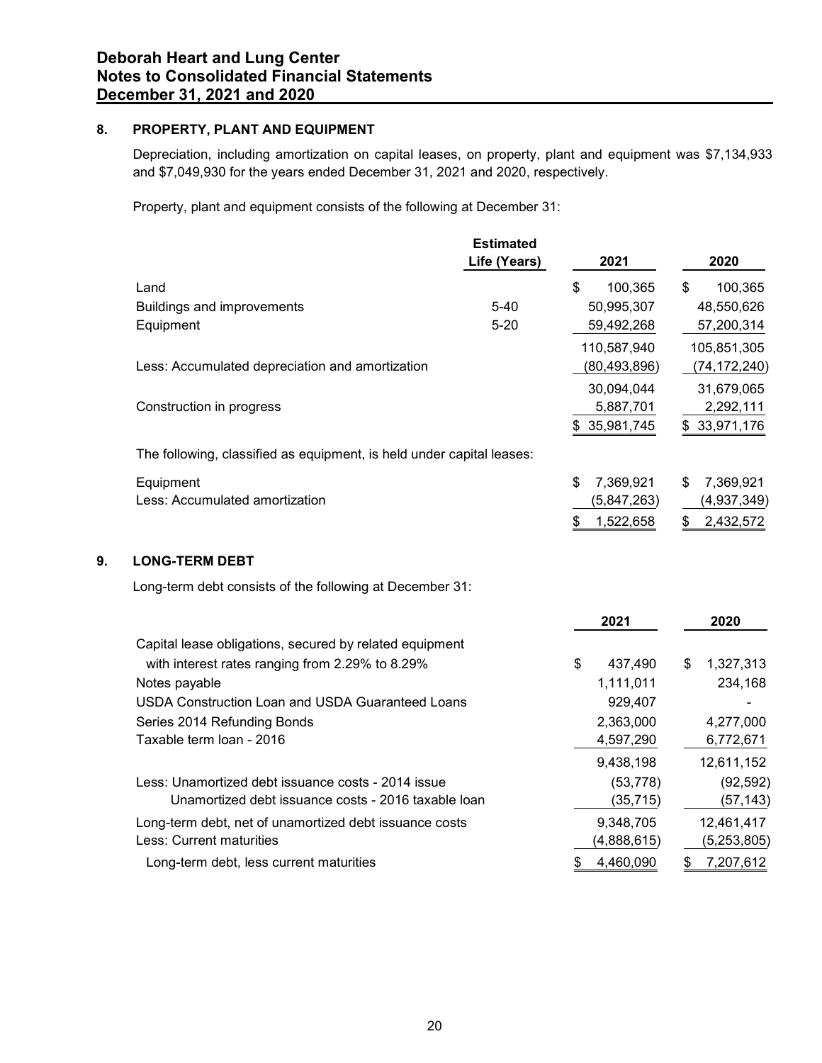## 8. PROPERTY, PLANT AND EQUIPMENT

Depreciation, including amortization on capital leases, on property, plant and equipment was $7,134,933 and $7,049,930 for the years ended December 31, 2021 and 2020, respectively.

Property, plant and equipment consists of the following at December 31:

| | Estimated Life (Years) | 2021 | 2020 |
|---|---|---|---|
| Land | | $ 100,365 | $ 100,365 |
| Buildings and improvements | 5-40 | 50,995,307 | 48,550,626 |
| Equipment | 5-20 | 59,492,268 | 57,200,314 |
| | | 110,587,940 | 105,851,305 |
| Less: Accumulated depreciation and amortization | | (80,493,896) | (74,172,240) |
| | | 30,094,044 | 31,679,065 |
| Construction in progress | | 5,887,701 | 2,292,111 |
| | | $ 35,981,745 | $ 33,971,176 |

The following, classified as equipment, is held under capital leases:

| | 2021 | 2020 |
|---|---|---|
| Equipment | $ 7,369,921 | $ 7,369,921 |
| Less: Accumulated amortization | (5,847,263) | (4,937,349) |
| | $ 1,522,658 | $ 2,432,572 |

## 9. LONG-TERM DEBT

Long-term debt consists of the following at December 31:

| | 2021 | 2020 |
|---|---|---|
| Capital lease obligations, secured by related equipment with interest rates ranging from 2.29% to 8.29% | $ 437,490 | $ 1,327,313 |
| Notes payable | 1,111,011 | 234,168 |
| USDA Construction Loan and USDA Guaranteed Loans | 929,407 | - |
| Series 2014 Refunding Bonds | 2,363,000 | 4,277,000 |
| Taxable term loan - 2016 | 4,597,290 | 6,772,671 |
| | 9,438,198 | 12,611,152 |
| Less: Unamortized debt issuance costs - 2014 issue | (53,778) | (92,592) |
| Unamortized debt issuance costs - 2016 taxable loan | (35,715) | (57,143) |
| Long-term debt, net of unamortized debt issuance costs | 9,348,705 | 12,461,417 |
| Less: Current maturities | (4,888,615) | (5,253,805) |
| Long-term debt, less current maturities | $ 4,460,090 | $ 7,207,612 |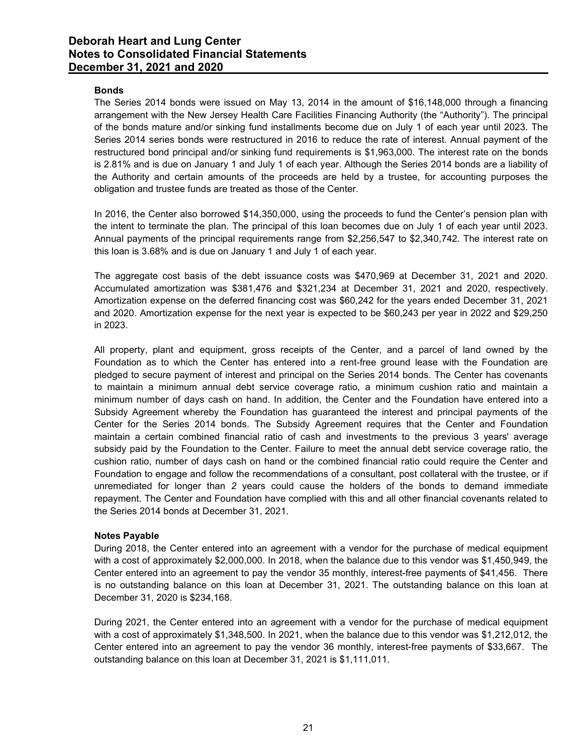### Bonds

The Series 2014 bonds were issued on May 13, 2014 in the amount of $16,148,000 through a financing arrangement with the New Jersey Health Care Facilities Financing Authority (the "Authority"). The principal of the bonds mature and/or sinking fund installments become due on July 1 of each year until 2023. The Series 2014 series bonds were restructured in 2016 to reduce the rate of interest. Annual payment of the restructured bond principal and/or sinking fund requirements is $1,963,000. The interest rate on the bonds is 2.81% and is due on January 1 and July 1 of each year. Although the Series 2014 bonds are a liability of the Authority and certain amounts of the proceeds are held by a trustee, for accounting purposes the obligation and trustee funds are treated as those of the Center.

In 2016, the Center also borrowed $14,350,000, using the proceeds to fund the Center's pension plan with the intent to terminate the plan. The principal of this loan becomes due on July 1 of each year until 2023. Annual payments of the principal requirements range from $2,256,547 to $2,340,742. The interest rate on this loan is 3.68% and is due on January 1 and July 1 of each year.

The aggregate cost basis of the debt issuance costs was $470,969 at December 31, 2021 and 2020. Accumulated amortization was $381,476 and $321,234 at December 31, 2021 and 2020, respectively. Amortization expense on the deferred financing cost was $60,242 for the years ended December 31, 2021 and 2020. Amortization expense for the next year is expected to be $60,243 per year in 2022 and $29,250 in 2023.

All property, plant and equipment, gross receipts of the Center, and a parcel of land owned by the Foundation as to which the Center has entered into a rent-free ground lease with the Foundation are pledged to secure payment of interest and principal on the Series 2014 bonds. The Center has covenants to maintain a minimum annual debt service coverage ratio, a minimum cushion ratio and maintain a minimum number of days cash on hand. In addition, the Center and the Foundation have entered into a Subsidy Agreement whereby the Foundation has guaranteed the interest and principal payments of the Center for the Series 2014 bonds. The Subsidy Agreement requires that the Center and Foundation maintain a certain combined financial ratio of cash and investments to the previous 3 years' average subsidy paid by the Foundation to the Center. Failure to meet the annual debt service coverage ratio, the cushion ratio, number of days cash on hand or the combined financial ratio could require the Center and Foundation to engage and follow the recommendations of a consultant, post collateral with the trustee, or if unremediated for longer than *2* years could cause the holders of the bonds to demand immediate repayment. The Center and Foundation have complied with this and all other financial covenants related to the Series 2014 bonds at December 31, 2021.

### Notes Payable

During 2018, the Center entered into an agreement with a vendor for the purchase of medical equipment with a cost of approximately $2,000,000. In 2018, when the balance due to this vendor was $1,450,949, the Center entered into an agreement to pay the vendor 35 monthly, interest-free payments of $41,456. There is no outstanding balance on this loan at December 31, 2021. The outstanding balance on this loan at December 31, 2020 is $234,168.

During 2021, the Center entered into an agreement with a vendor for the purchase of medical equipment with a cost of approximately $1,348,500. In 2021, when the balance due to this vendor was $1,212,012, the Center entered into an agreement to pay the vendor 36 monthly, interest-free payments of $33,667. The outstanding balance on this loan at December 31, 2021 is $1,111,011.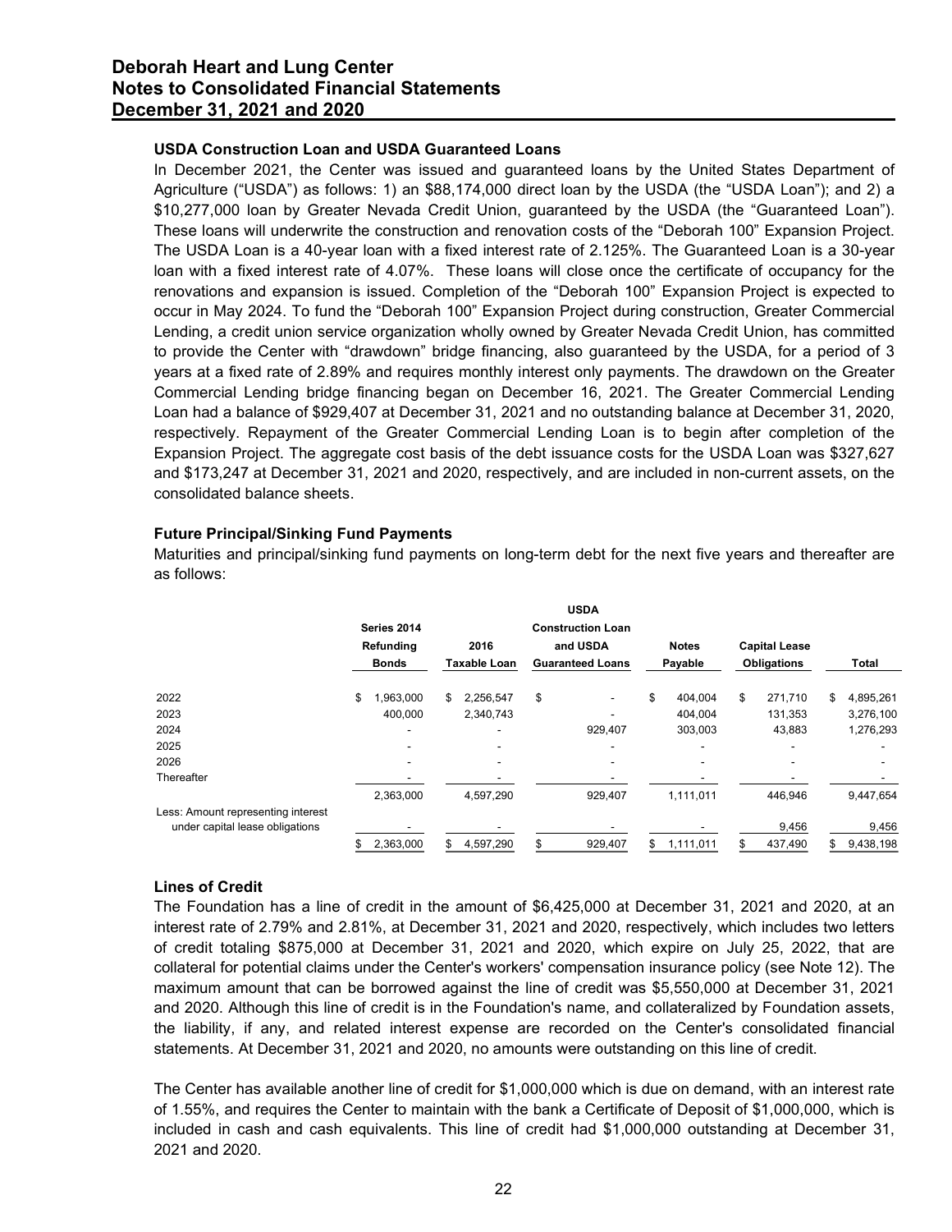#### USDA Construction Loan and USDA Guaranteed Loans

In December 2021, the Center was issued and guaranteed loans by the United States Department of Agriculture ("USDA") as follows: 1) an $88,174,000 direct loan by the USDA (the "USDA Loan"); and 2) a $10,277,000 loan by Greater Nevada Credit Union, guaranteed by the USDA (the "Guaranteed Loan"). These loans will underwrite the construction and renovation costs of the "Deborah 100" Expansion Project. The USDA Loan is a 40-year loan with a fixed interest rate of 2.125%. The Guaranteed Loan is a 30-year loan with a fixed interest rate of 4.07%. These loans will close once the certificate of occupancy for the renovations and expansion is issued. Completion of the "Deborah 100" Expansion Project is expected to occur in May 2024. To fund the "Deborah 100" Expansion Project during construction, Greater Commercial Lending, a credit union service organization wholly owned by Greater Nevada Credit Union, has committed to provide the Center with "drawdown" bridge financing, also guaranteed by the USDA, for a period of 3 years at a fixed rate of 2.89% and requires monthly interest only payments. The drawdown on the Greater Commercial Lending bridge financing began on December 16, 2021. The Greater Commercial Lending Loan had a balance of $929,407 at December 31, 2021 and no outstanding balance at December 31, 2020, respectively. Repayment of the Greater Commercial Lending Loan is to begin after completion of the Expansion Project. The aggregate cost basis of the debt issuance costs for the USDA Loan was $327,627 and $173,247 at December 31, 2021 and 2020, respectively, and are included in non-current assets, on the consolidated balance sheets.

#### Future Principal/Sinking Fund Payments

Maturities and principal/sinking fund payments on long-term debt for the next five years and thereafter are as follows:

| | Series 2014 Refunding Bonds | 2016 Taxable Loan | USDA Construction Loan and USDA Guaranteed Loans | Notes Payable | Capital Lease Obligations | Total |
|---|---|---|---|---|---|---|
| 2022 | $ 1,963,000 | $ 2,256,547 | $ - | $ 404,004 | $ 271,710 | $ 4,895,261 |
| 2023 | 400,000 | 2,340,743 | - | 404,004 | 131,353 | 3,276,100 |
| 2024 | - | - | 929,407 | 303,003 | 43,883 | 1,276,293 |
| 2025 | - | - | - | - | - | - |
| 2026 | - | - | - | - | - | - |
| Thereafter | - | - | - | - | - | - |
| | 2,363,000 | 4,597,290 | 929,407 | 1,111,011 | 446,946 | 9,447,654 |
| Less: Amount representing interest under capital lease obligations | - | - | - | - | 9,456 | 9,456 |
| | $ 2,363,000 | $ 4,597,290 | $ 929,407 | $ 1,111,011 | $ 437,490 | $ 9,438,198 |

#### Lines of Credit

The Foundation has a line of credit in the amount of $6,425,000 at December 31, 2021 and 2020, at an interest rate of 2.79% and 2.81%, at December 31, 2021 and 2020, respectively, which includes two letters of credit totaling $875,000 at December 31, 2021 and 2020, which expire on July 25, 2022, that are collateral for potential claims under the Center's workers' compensation insurance policy (see Note 12). The maximum amount that can be borrowed against the line of credit was $5,550,000 at December 31, 2021 and 2020. Although this line of credit is in the Foundation's name, and collateralized by Foundation assets, the liability, if any, and related interest expense are recorded on the Center's consolidated financial statements. At December 31, 2021 and 2020, no amounts were outstanding on this line of credit.

The Center has available another line of credit for $1,000,000 which is due on demand, with an interest rate of 1.55%, and requires the Center to maintain with the bank a Certificate of Deposit of $1,000,000, which is included in cash and cash equivalents. This line of credit had $1,000,000 outstanding at December 31, 2021 and 2020.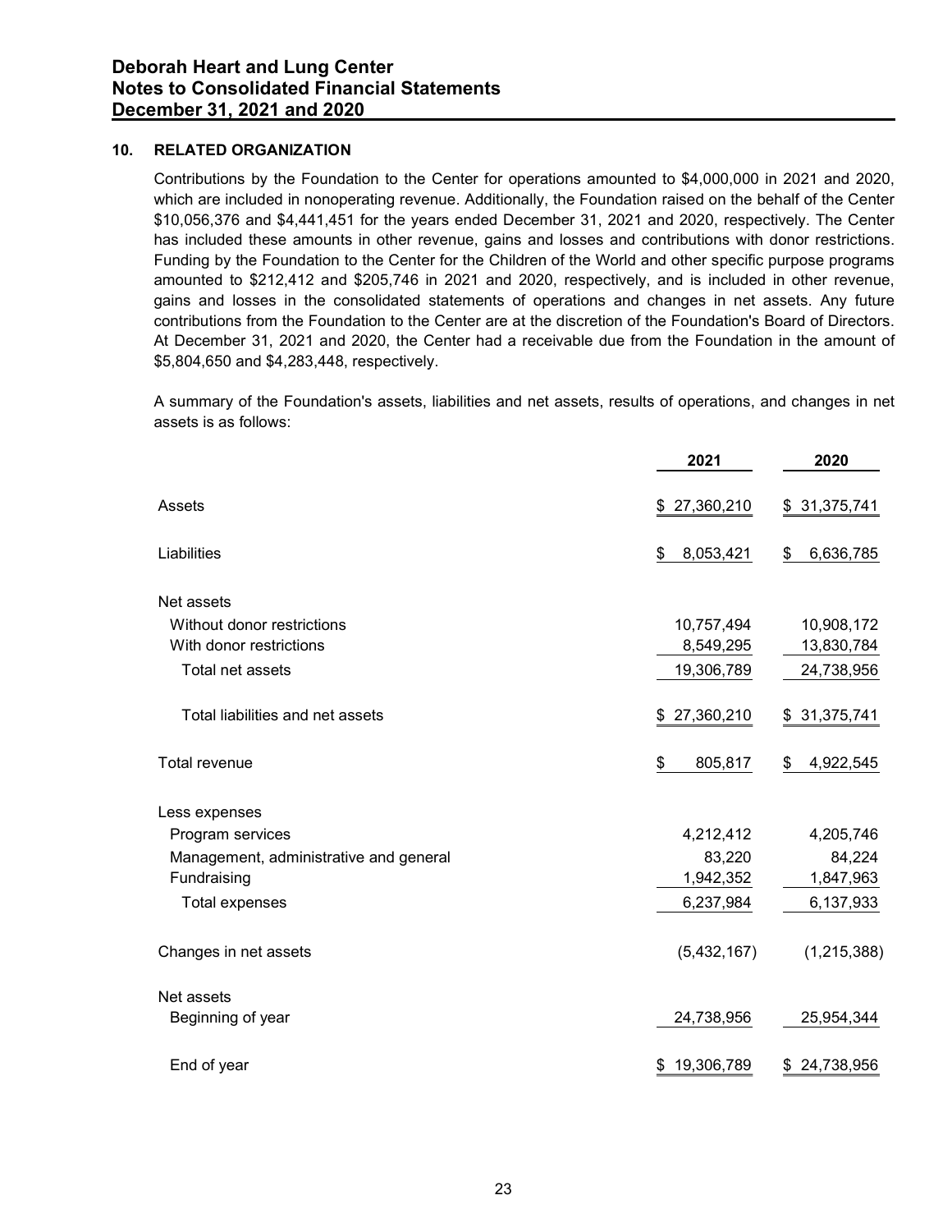## 10. RELATED ORGANIZATION

Contributions by the Foundation to the Center for operations amounted to $4,000,000 in 2021 and 2020, which are included in nonoperating revenue. Additionally, the Foundation raised on the behalf of the Center $10,056,376 and $4,441,451 for the years ended December 31, 2021 and 2020, respectively. The Center has included these amounts in other revenue, gains and losses and contributions with donor restrictions. Funding by the Foundation to the Center for the Children of the World and other specific purpose programs amounted to $212,412 and $205,746 in 2021 and 2020, respectively, and is included in other revenue, gains and losses in the consolidated statements of operations and changes in net assets. Any future contributions from the Foundation to the Center are at the discretion of the Foundation's Board of Directors. At December 31, 2021 and 2020, the Center had a receivable due from the Foundation in the amount of $5,804,650 and $4,283,448, respectively.

A summary of the Foundation's assets, liabilities and net assets, results of operations, and changes in net assets is as follows:

| | 2021 | 2020 |
|---|---|---|
| Assets | $ 27,360,210 | $ 31,375,741 |
| Liabilities | $ 8,053,421 | $ 6,636,785 |
| Net assets | | |
| Without donor restrictions | 10,757,494 | 10,908,172 |
| With donor restrictions | 8,549,295 | 13,830,784 |
| Total net assets | 19,306,789 | 24,738,956 |
| Total liabilities and net assets | $ 27,360,210 | $ 31,375,741 |
| Total revenue | $ 805,817 | $ 4,922,545 |
| Less expenses | | |
| Program services | 4,212,412 | 4,205,746 |
| Management, administrative and general | 83,220 | 84,224 |
| Fundraising | 1,942,352 | 1,847,963 |
| Total expenses | 6,237,984 | 6,137,933 |
| Changes in net assets | (5,432,167) | (1,215,388) |
| Net assets | | |
| Beginning of year | 24,738,956 | 25,954,344 |
| End of year | $ 19,306,789 | $ 24,738,956 |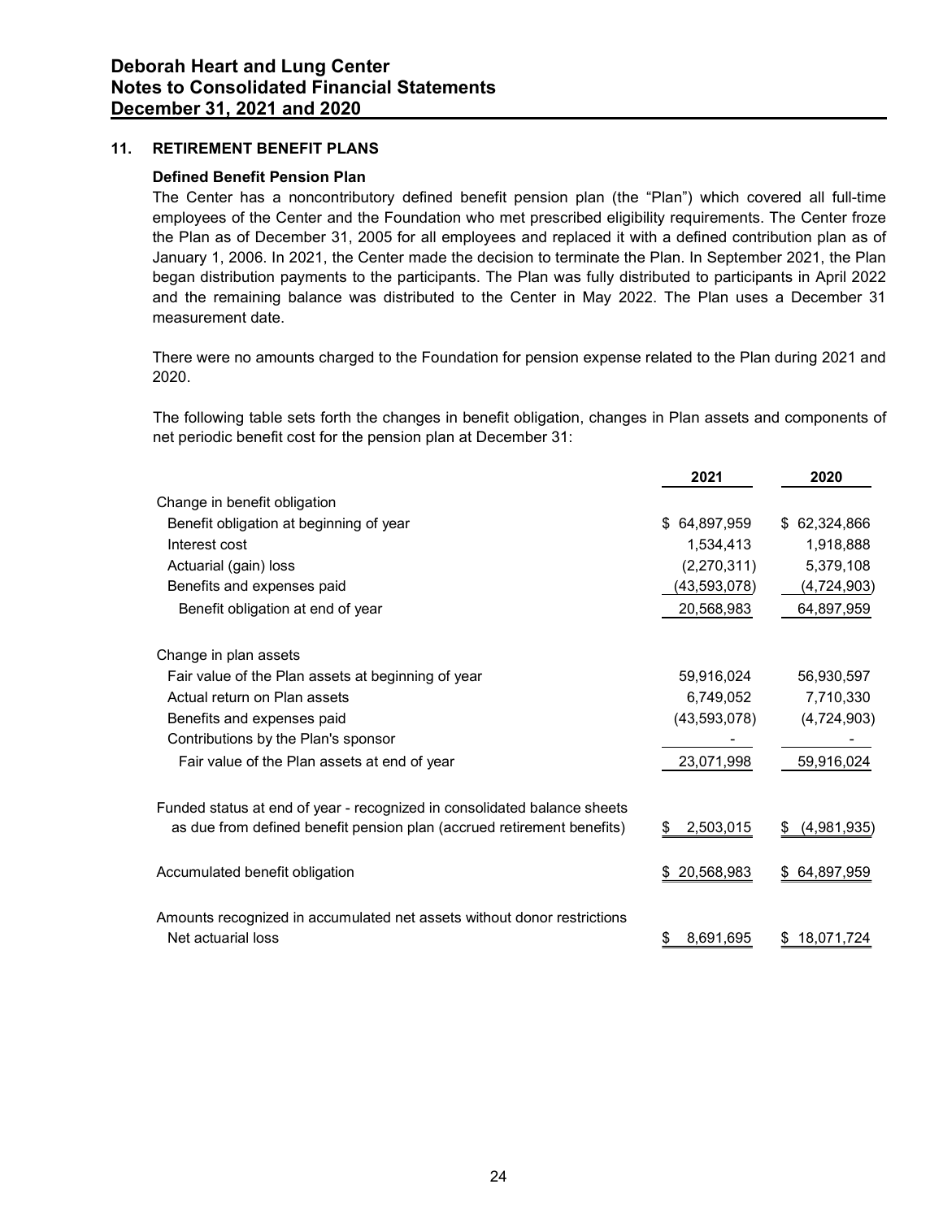## 11. RETIREMENT BENEFIT PLANS

### Defined Benefit Pension Plan

The Center has a noncontributory defined benefit pension plan (the "Plan") which covered all full-time employees of the Center and the Foundation who met prescribed eligibility requirements. The Center froze the Plan as of December 31, 2005 for all employees and replaced it with a defined contribution plan as of January 1, 2006. In 2021, the Center made the decision to terminate the Plan. In September 2021, the Plan began distribution payments to the participants. The Plan was fully distributed to participants in April 2022 and the remaining balance was distributed to the Center in May 2022. The Plan uses a December 31 measurement date.

There were no amounts charged to the Foundation for pension expense related to the Plan during 2021 and 2020.

The following table sets forth the changes in benefit obligation, changes in Plan assets and components of net periodic benefit cost for the pension plan at December 31:

| | 2021 | 2020 |
|---|---|---|
| Change in benefit obligation | | |
| Benefit obligation at beginning of year | $ 64,897,959 | $ 62,324,866 |
| Interest cost | 1,534,413 | 1,918,888 |
| Actuarial (gain) loss | (2,270,311) | 5,379,108 |
| Benefits and expenses paid | (43,593,078) | (4,724,903) |
| Benefit obligation at end of year | 20,568,983 | 64,897,959 |
| Change in plan assets | | |
| Fair value of the Plan assets at beginning of year | 59,916,024 | 56,930,597 |
| Actual return on Plan assets | 6,749,052 | 7,710,330 |
| Benefits and expenses paid | (43,593,078) | (4,724,903) |
| Contributions by the Plan's sponsor | - | - |
| Fair value of the Plan assets at end of year | 23,071,998 | 59,916,024 |
| Funded status at end of year - recognized in consolidated balance sheets as due from defined benefit pension plan (accrued retirement benefits) | $ 2,503,015 | $ (4,981,935) |
| Accumulated benefit obligation | $ 20,568,983 | $ 64,897,959 |
| Amounts recognized in accumulated net assets without donor restrictions | | |
| Net actuarial loss | $ 8,691,695 | $ 18,071,724 |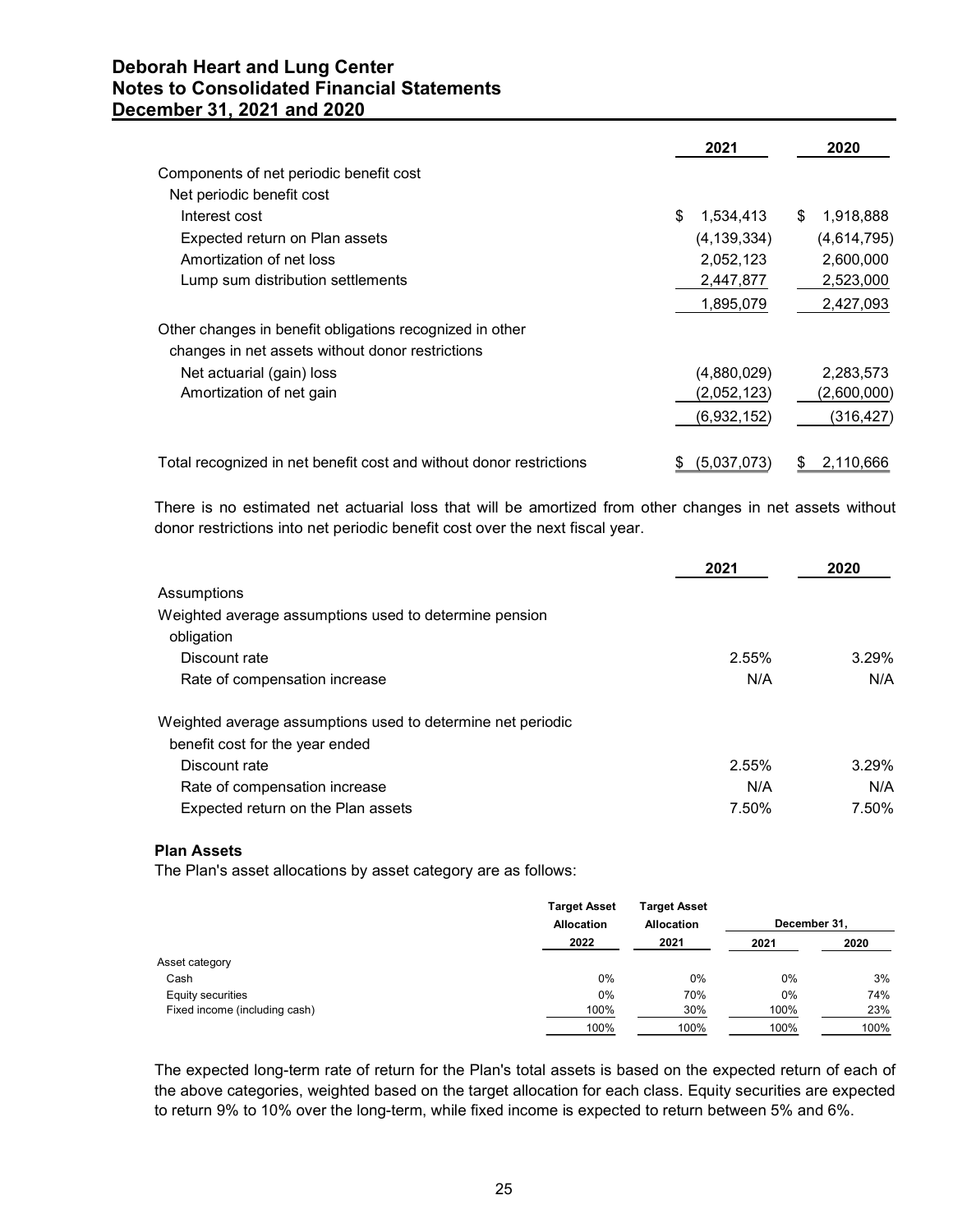| | 2021 | 2020 |
|---|---|---|
| Components of net periodic benefit cost | | |
| Net periodic benefit cost | | |
| Interest cost | $ 1,534,413 | $ 1,918,888 |
| Expected return on Plan assets | (4,139,334) | (4,614,795) |
| Amortization of net loss | 2,052,123 | 2,600,000 |
| Lump sum distribution settlements | 2,447,877 | 2,523,000 |
| | 1,895,079 | 2,427,093 |
| Other changes in benefit obligations recognized in other changes in net assets without donor restrictions | | |
| Net actuarial (gain) loss | (4,880,029) | 2,283,573 |
| Amortization of net gain | (2,052,123) | (2,600,000) |
| | (6,932,152) | (316,427) |
| Total recognized in net benefit cost and without donor restrictions | $ (5,037,073) | $ 2,110,666 |

There is no estimated net actuarial loss that will be amortized from other changes in net assets without donor restrictions into net periodic benefit cost over the next fiscal year.

| | 2021 | 2020 |
|---|---|---|
| Assumptions | | |
| Weighted average assumptions used to determine pension obligation | | |
| Discount rate | 2.55% | 3.29% |
| Rate of compensation increase | N/A | N/A |
| Weighted average assumptions used to determine net periodic benefit cost for the year ended | | |
| Discount rate | 2.55% | 3.29% |
| Rate of compensation increase | N/A | N/A |
| Expected return on the Plan assets | 7.50% | 7.50% |

**Plan Assets**

The Plan's asset allocations by asset category are as follows:

| | Target Asset Allocation 2022 | Target Asset Allocation 2021 | December 31, 2021 | December 31, 2020 |
|---|---|---|---|---|
| Asset category | | | | |
| Cash | 0% | 0% | 0% | 3% |
| Equity securities | 0% | 70% | 0% | 74% |
| Fixed income (including cash) | 100% | 30% | 100% | 23% |
| | 100% | 100% | 100% | 100% |

The expected long-term rate of return for the Plan's total assets is based on the expected return of each of the above categories, weighted based on the target allocation for each class. Equity securities are expected to return 9% to 10% over the long-term, while fixed income is expected to return between 5% and 6%.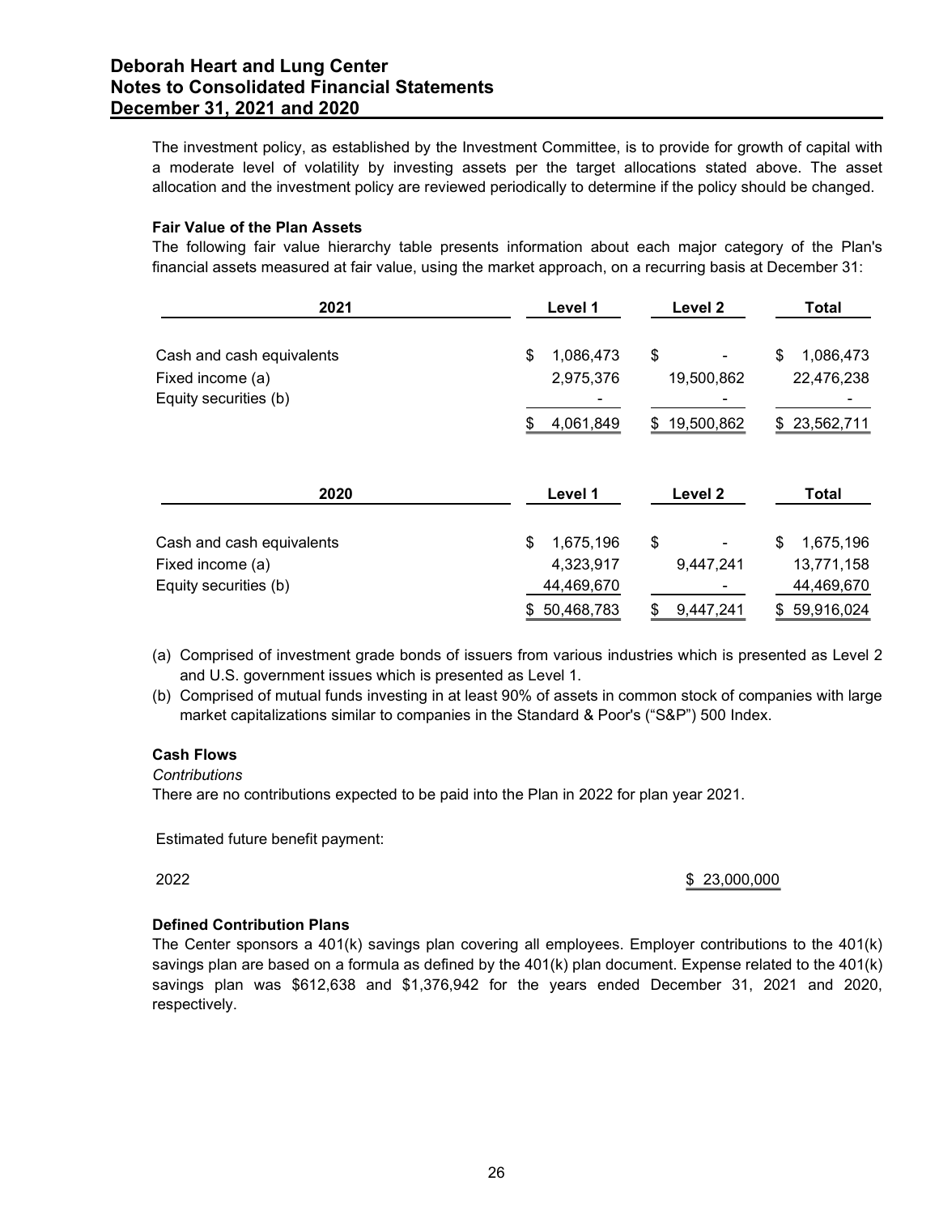The investment policy, as established by the Investment Committee, is to provide for growth of capital with a moderate level of volatility by investing assets per the target allocations stated above. The asset allocation and the investment policy are reviewed periodically to determine if the policy should be changed.

**Fair Value of the Plan Assets**

The following fair value hierarchy table presents information about each major category of the Plan's financial assets measured at fair value, using the market approach, on a recurring basis at December 31:

| 2021 | Level 1 | Level 2 | Total |
|---|---|---|---|
| Cash and cash equivalents | $ 1,086,473 | $ - | $ 1,086,473 |
| Fixed income (a) | 2,975,376 | 19,500,862 | 22,476,238 |
| Equity securities (b) | - | - | - |
| | $ 4,061,849 | $ 19,500,862 | $ 23,562,711 |

| 2020 | Level 1 | Level 2 | Total |
|---|---|---|---|
| Cash and cash equivalents | $ 1,675,196 | $ - | $ 1,675,196 |
| Fixed income (a) | 4,323,917 | 9,447,241 | 13,771,158 |
| Equity securities (b) | 44,469,670 | - | 44,469,670 |
| | $ 50,468,783 | $ 9,447,241 | $ 59,916,024 |

(a) Comprised of investment grade bonds of issuers from various industries which is presented as Level 2 and U.S. government issues which is presented as Level 1.

(b) Comprised of mutual funds investing in at least 90% of assets in common stock of companies with large market capitalizations similar to companies in the Standard & Poor's ("S&P") 500 Index.

**Cash Flows**

*Contributions*

There are no contributions expected to be paid into the Plan in 2022 for plan year 2021.

Estimated future benefit payment:

| | |
|---|---|
| 2022 | $ 23,000,000 |

**Defined Contribution Plans**

The Center sponsors a 401(k) savings plan covering all employees. Employer contributions to the 401(k) savings plan are based on a formula as defined by the 401(k) plan document. Expense related to the 401(k) savings plan was $612,638 and $1,376,942 for the years ended December 31, 2021 and 2020, respectively.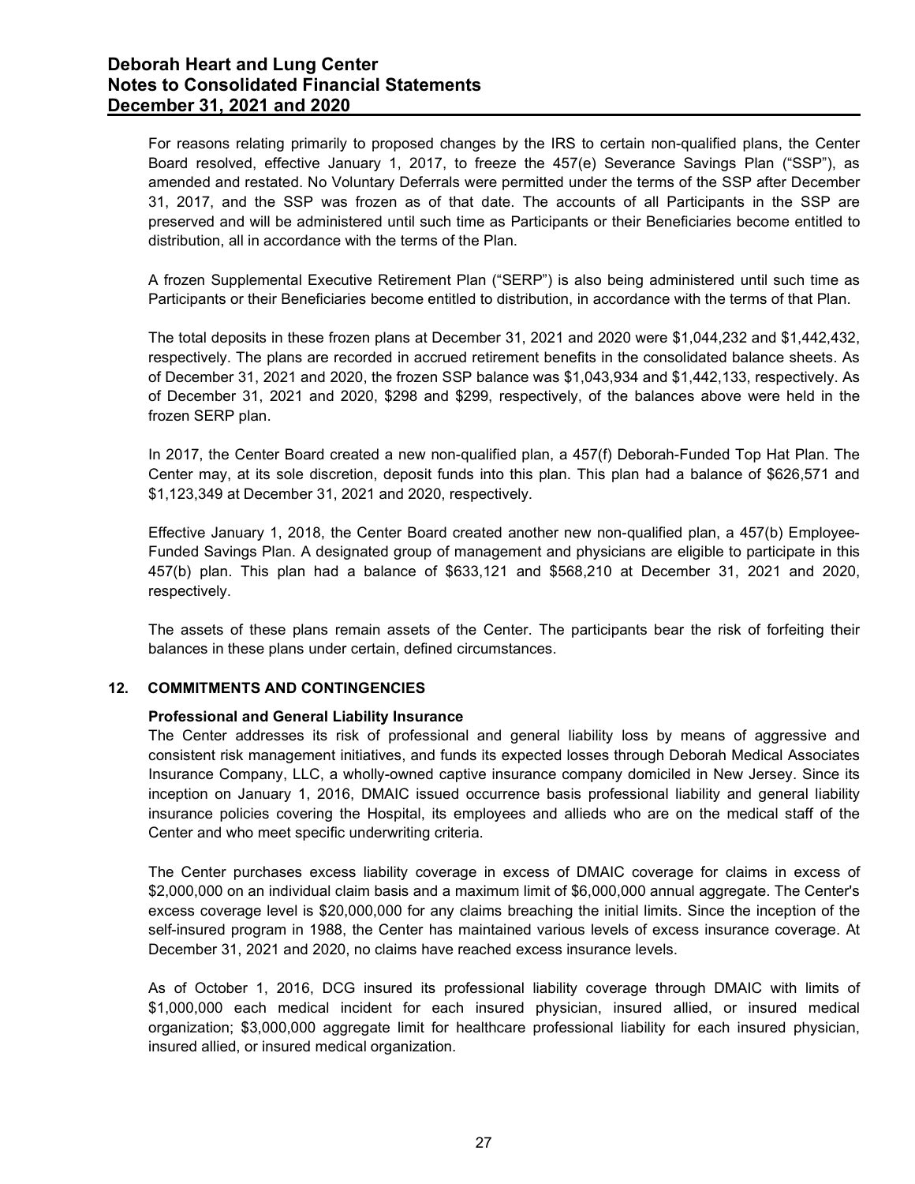For reasons relating primarily to proposed changes by the IRS to certain non-qualified plans, the Center Board resolved, effective January 1, 2017, to freeze the 457(e) Severance Savings Plan ("SSP"), as amended and restated. No Voluntary Deferrals were permitted under the terms of the SSP after December 31, 2017, and the SSP was frozen as of that date. The accounts of all Participants in the SSP are preserved and will be administered until such time as Participants or their Beneficiaries become entitled to distribution, all in accordance with the terms of the Plan.

A frozen Supplemental Executive Retirement Plan ("SERP") is also being administered until such time as Participants or their Beneficiaries become entitled to distribution, in accordance with the terms of that Plan.

The total deposits in these frozen plans at December 31, 2021 and 2020 were $1,044,232 and $1,442,432, respectively. The plans are recorded in accrued retirement benefits in the consolidated balance sheets. As of December 31, 2021 and 2020, the frozen SSP balance was $1,043,934 and $1,442,133, respectively. As of December 31, 2021 and 2020, $298 and $299, respectively, of the balances above were held in the frozen SERP plan.

In 2017, the Center Board created a new non-qualified plan, a 457(f) Deborah-Funded Top Hat Plan. The Center may, at its sole discretion, deposit funds into this plan. This plan had a balance of $626,571 and $1,123,349 at December 31, 2021 and 2020, respectively.

Effective January 1, 2018, the Center Board created another new non-qualified plan, a 457(b) Employee-Funded Savings Plan. A designated group of management and physicians are eligible to participate in this 457(b) plan. This plan had a balance of $633,121 and $568,210 at December 31, 2021 and 2020, respectively.

The assets of these plans remain assets of the Center. The participants bear the risk of forfeiting their balances in these plans under certain, defined circumstances.

## 12. COMMITMENTS AND CONTINGENCIES

### Professional and General Liability Insurance

The Center addresses its risk of professional and general liability loss by means of aggressive and consistent risk management initiatives, and funds its expected losses through Deborah Medical Associates Insurance Company, LLC, a wholly-owned captive insurance company domiciled in New Jersey. Since its inception on January 1, 2016, DMAIC issued occurrence basis professional liability and general liability insurance policies covering the Hospital, its employees and allieds who are on the medical staff of the Center and who meet specific underwriting criteria.

The Center purchases excess liability coverage in excess of DMAIC coverage for claims in excess of $2,000,000 on an individual claim basis and a maximum limit of $6,000,000 annual aggregate. The Center's excess coverage level is $20,000,000 for any claims breaching the initial limits. Since the inception of the self-insured program in 1988, the Center has maintained various levels of excess insurance coverage. At December 31, 2021 and 2020, no claims have reached excess insurance levels.

As of October 1, 2016, DCG insured its professional liability coverage through DMAIC with limits of $1,000,000 each medical incident for each insured physician, insured allied, or insured medical organization; $3,000,000 aggregate limit for healthcare professional liability for each insured physician, insured allied, or insured medical organization.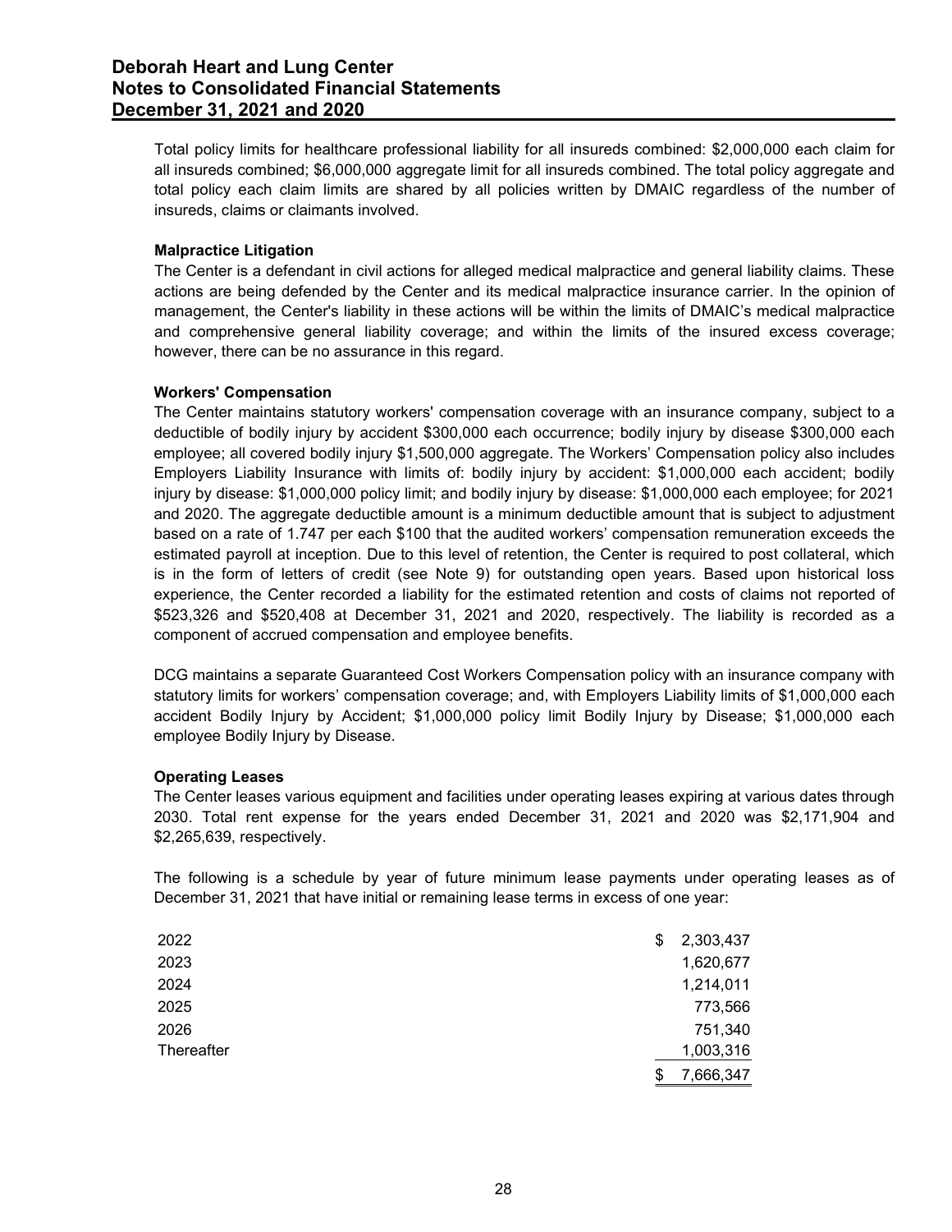Total policy limits for healthcare professional liability for all insureds combined: $2,000,000 each claim for all insureds combined; $6,000,000 aggregate limit for all insureds combined. The total policy aggregate and total policy each claim limits are shared by all policies written by DMAIC regardless of the number of insureds, claims or claimants involved.

**Malpractice Litigation**

The Center is a defendant in civil actions for alleged medical malpractice and general liability claims. These actions are being defended by the Center and its medical malpractice insurance carrier. In the opinion of management, the Center's liability in these actions will be within the limits of DMAIC's medical malpractice and comprehensive general liability coverage; and within the limits of the insured excess coverage; however, there can be no assurance in this regard.

**Workers' Compensation**

The Center maintains statutory workers' compensation coverage with an insurance company, subject to a deductible of bodily injury by accident $300,000 each occurrence; bodily injury by disease $300,000 each employee; all covered bodily injury $1,500,000 aggregate. The Workers' Compensation policy also includes Employers Liability Insurance with limits of: bodily injury by accident: $1,000,000 each accident; bodily injury by disease: $1,000,000 policy limit; and bodily injury by disease: $1,000,000 each employee; for 2021 and 2020. The aggregate deductible amount is a minimum deductible amount that is subject to adjustment based on a rate of 1.747 per each $100 that the audited workers' compensation remuneration exceeds the estimated payroll at inception. Due to this level of retention, the Center is required to post collateral, which is in the form of letters of credit (see Note 9) for outstanding open years. Based upon historical loss experience, the Center recorded a liability for the estimated retention and costs of claims not reported of $523,326 and $520,408 at December 31, 2021 and 2020, respectively. The liability is recorded as a component of accrued compensation and employee benefits.

DCG maintains a separate Guaranteed Cost Workers Compensation policy with an insurance company with statutory limits for workers' compensation coverage; and, with Employers Liability limits of $1,000,000 each accident Bodily Injury by Accident; $1,000,000 policy limit Bodily Injury by Disease; $1,000,000 each employee Bodily Injury by Disease.

**Operating Leases**

The Center leases various equipment and facilities under operating leases expiring at various dates through 2030. Total rent expense for the years ended December 31, 2021 and 2020 was $2,171,904 and $2,265,639, respectively.

The following is a schedule by year of future minimum lease payments under operating leases as of December 31, 2021 that have initial or remaining lease terms in excess of one year:

| | |
|---|---|
| 2022 | $ 2,303,437 |
| 2023 | 1,620,677 |
| 2024 | 1,214,011 |
| 2025 | 773,566 |
| 2026 | 751,340 |
| Thereafter | 1,003,316 |
| | $ 7,666,347 |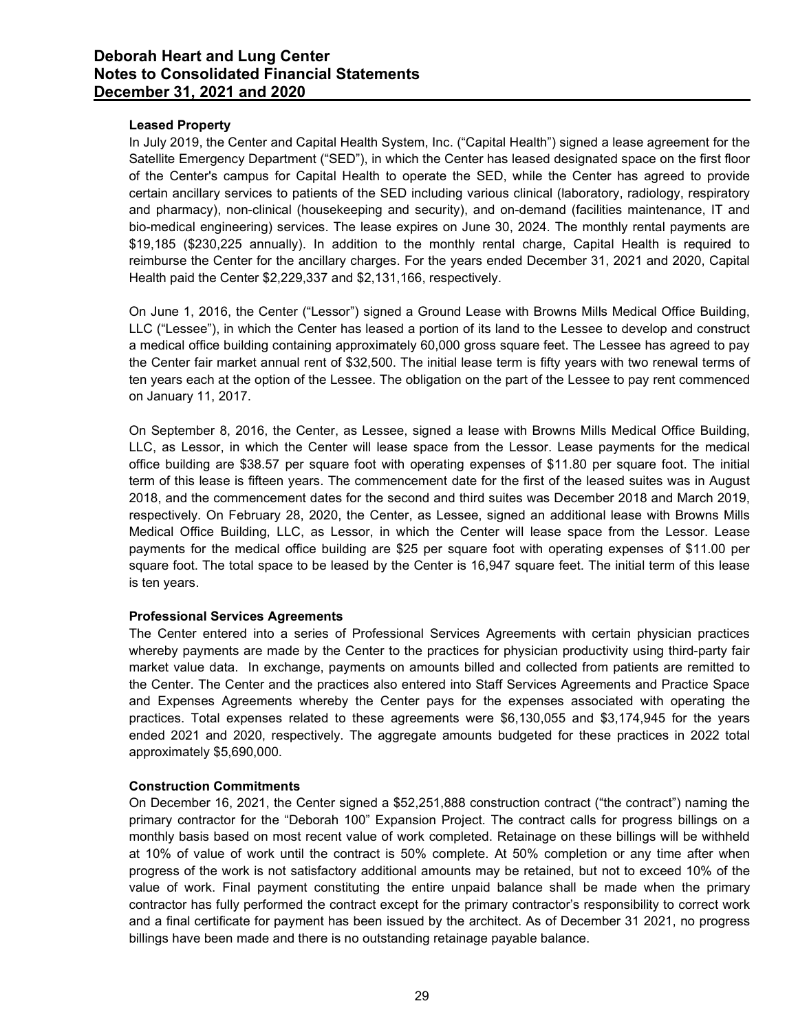### Leased Property

In July 2019, the Center and Capital Health System, Inc. ("Capital Health") signed a lease agreement for the Satellite Emergency Department ("SED"), in which the Center has leased designated space on the first floor of the Center's campus for Capital Health to operate the SED, while the Center has agreed to provide certain ancillary services to patients of the SED including various clinical (laboratory, radiology, respiratory and pharmacy), non-clinical (housekeeping and security), and on-demand (facilities maintenance, IT and bio-medical engineering) services. The lease expires on June 30, 2024. The monthly rental payments are $19,185 ($230,225 annually). In addition to the monthly rental charge, Capital Health is required to reimburse the Center for the ancillary charges. For the years ended December 31, 2021 and 2020, Capital Health paid the Center $2,229,337 and $2,131,166, respectively.

On June 1, 2016, the Center ("Lessor") signed a Ground Lease with Browns Mills Medical Office Building, LLC ("Lessee"), in which the Center has leased a portion of its land to the Lessee to develop and construct a medical office building containing approximately 60,000 gross square feet. The Lessee has agreed to pay the Center fair market annual rent of $32,500. The initial lease term is fifty years with two renewal terms of ten years each at the option of the Lessee. The obligation on the part of the Lessee to pay rent commenced on January 11, 2017.

On September 8, 2016, the Center, as Lessee, signed a lease with Browns Mills Medical Office Building, LLC, as Lessor, in which the Center will lease space from the Lessor. Lease payments for the medical office building are $38.57 per square foot with operating expenses of $11.80 per square foot. The initial term of this lease is fifteen years. The commencement date for the first of the leased suites was in August 2018, and the commencement dates for the second and third suites was December 2018 and March 2019, respectively. On February 28, 2020, the Center, as Lessee, signed an additional lease with Browns Mills Medical Office Building, LLC, as Lessor, in which the Center will lease space from the Lessor. Lease payments for the medical office building are $25 per square foot with operating expenses of $11.00 per square foot. The total space to be leased by the Center is 16,947 square feet. The initial term of this lease is ten years.

### Professional Services Agreements

The Center entered into a series of Professional Services Agreements with certain physician practices whereby payments are made by the Center to the practices for physician productivity using third-party fair market value data. In exchange, payments on amounts billed and collected from patients are remitted to the Center. The Center and the practices also entered into Staff Services Agreements and Practice Space and Expenses Agreements whereby the Center pays for the expenses associated with operating the practices. Total expenses related to these agreements were $6,130,055 and $3,174,945 for the years ended 2021 and 2020, respectively. The aggregate amounts budgeted for these practices in 2022 total approximately $5,690,000.

### Construction Commitments

On December 16, 2021, the Center signed a $52,251,888 construction contract ("the contract") naming the primary contractor for the "Deborah 100" Expansion Project. The contract calls for progress billings on a monthly basis based on most recent value of work completed. Retainage on these billings will be withheld at 10% of value of work until the contract is 50% complete. At 50% completion or any time after when progress of the work is not satisfactory additional amounts may be retained, but not to exceed 10% of the value of work. Final payment constituting the entire unpaid balance shall be made when the primary contractor has fully performed the contract except for the primary contractor's responsibility to correct work and a final certificate for payment has been issued by the architect. As of December 31 2021, no progress billings have been made and there is no outstanding retainage payable balance.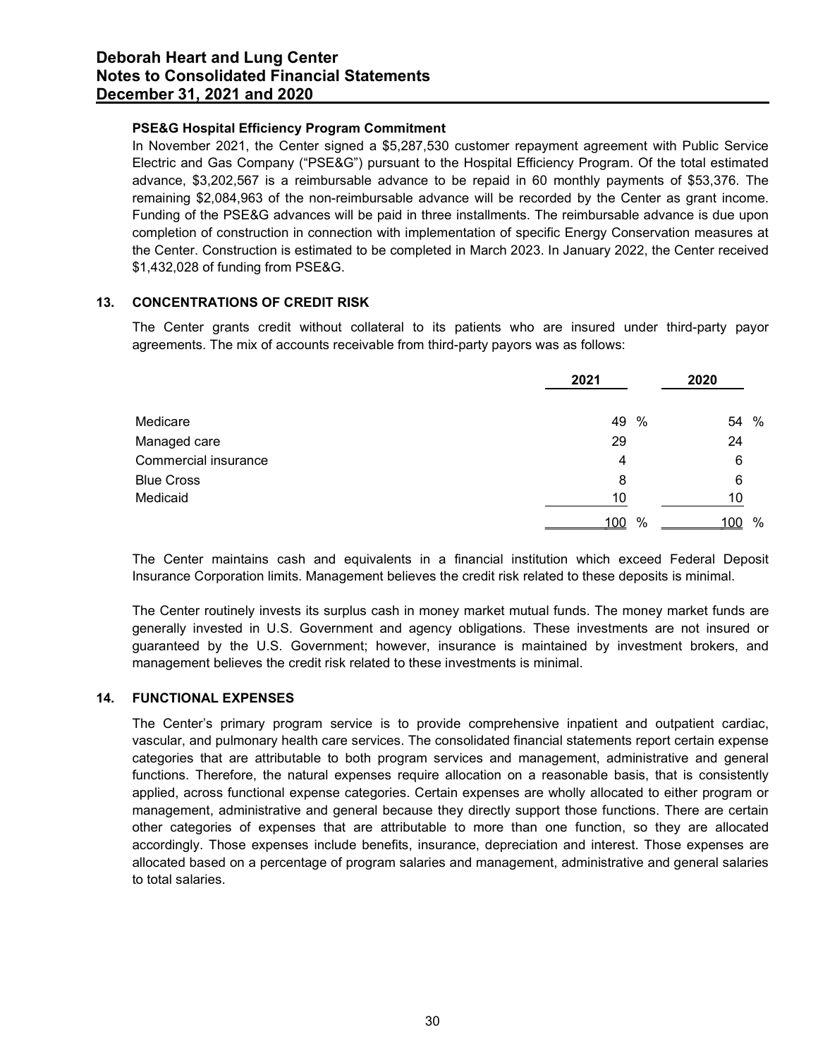#### PSE&G Hospital Efficiency Program Commitment

In November 2021, the Center signed a $5,287,530 customer repayment agreement with Public Service Electric and Gas Company ("PSE&G") pursuant to the Hospital Efficiency Program. Of the total estimated advance, $3,202,567 is a reimbursable advance to be repaid in 60 monthly payments of $53,376. The remaining $2,084,963 of the non-reimbursable advance will be recorded by the Center as grant income. Funding of the PSE&G advances will be paid in three installments. The reimbursable advance is due upon completion of construction in connection with implementation of specific Energy Conservation measures at the Center. Construction is estimated to be completed in March 2023. In January 2022, the Center received $1,432,028 of funding from PSE&G.

## 13. CONCENTRATIONS OF CREDIT RISK

The Center grants credit without collateral to its patients who are insured under third-party payor agreements. The mix of accounts receivable from third-party payors was as follows:

| | 2021 | 2020 |
|---|---|---|
| Medicare | 49 % | 54 % |
| Managed care | 29 | 24 |
| Commercial insurance | 4 | 6 |
| Blue Cross | 8 | 6 |
| Medicaid | 10 | 10 |
| | 100 % | 100 % |

The Center maintains cash and equivalents in a financial institution which exceed Federal Deposit Insurance Corporation limits. Management believes the credit risk related to these deposits is minimal.

The Center routinely invests its surplus cash in money market mutual funds. The money market funds are generally invested in U.S. Government and agency obligations. These investments are not insured or guaranteed by the U.S. Government; however, insurance is maintained by investment brokers, and management believes the credit risk related to these investments is minimal.

## 14. FUNCTIONAL EXPENSES

The Center's primary program service is to provide comprehensive inpatient and outpatient cardiac, vascular, and pulmonary health care services. The consolidated financial statements report certain expense categories that are attributable to both program services and management, administrative and general functions. Therefore, the natural expenses require allocation on a reasonable basis, that is consistently applied, across functional expense categories. Certain expenses are wholly allocated to either program or management, administrative and general because they directly support those functions. There are certain other categories of expenses that are attributable to more than one function, so they are allocated accordingly. Those expenses include benefits, insurance, depreciation and interest. Those expenses are allocated based on a percentage of program salaries and management, administrative and general salaries to total salaries.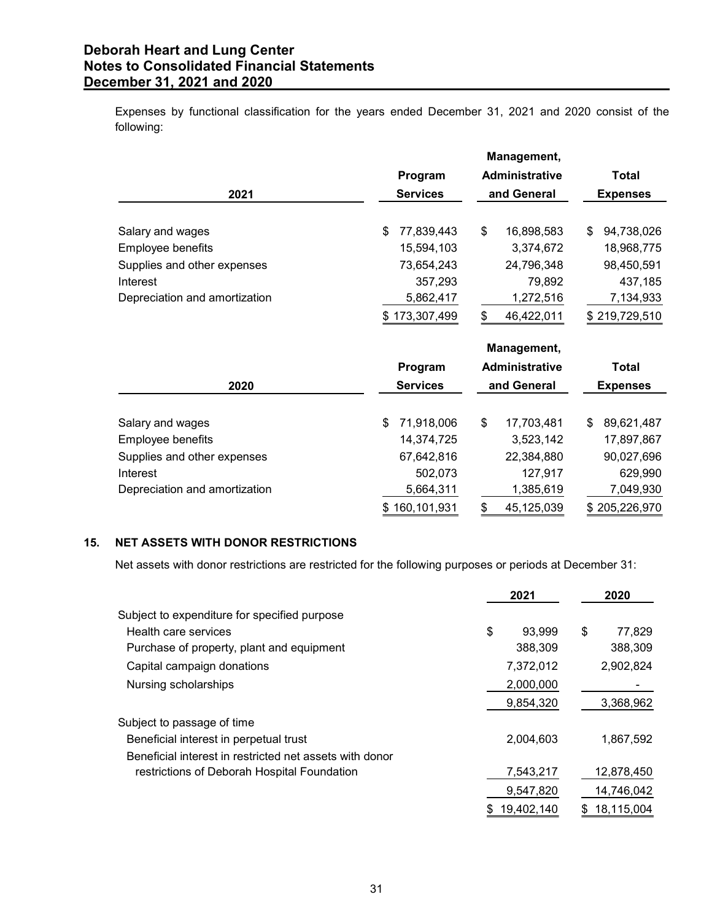Expenses by functional classification for the years ended December 31, 2021 and 2020 consist of the following:

| 2021 | Program Services | Management, Administrative and General | Total Expenses |
|---|---|---|---|
| Salary and wages | $ 77,839,443 | $ 16,898,583 | $ 94,738,026 |
| Employee benefits | 15,594,103 | 3,374,672 | 18,968,775 |
| Supplies and other expenses | 73,654,243 | 24,796,348 | 98,450,591 |
| Interest | 357,293 | 79,892 | 437,185 |
| Depreciation and amortization | 5,862,417 | 1,272,516 | 7,134,933 |
| | $ 173,307,499 | $ 46,422,011 | $ 219,729,510 |

| 2020 | Program Services | Management, Administrative and General | Total Expenses |
|---|---|---|---|
| Salary and wages | $ 71,918,006 | $ 17,703,481 | $ 89,621,487 |
| Employee benefits | 14,374,725 | 3,523,142 | 17,897,867 |
| Supplies and other expenses | 67,642,816 | 22,384,880 | 90,027,696 |
| Interest | 502,073 | 127,917 | 629,990 |
| Depreciation and amortization | 5,664,311 | 1,385,619 | 7,049,930 |
| | $ 160,101,931 | $ 45,125,039 | $ 205,226,970 |

## 15. NET ASSETS WITH DONOR RESTRICTIONS

Net assets with donor restrictions are restricted for the following purposes or periods at December 31:

| | 2021 | 2020 |
|---|---|---|
| Subject to expenditure for specified purpose | | |
| Health care services | $ 93,999 | $ 77,829 |
| Purchase of property, plant and equipment | 388,309 | 388,309 |
| Capital campaign donations | 7,372,012 | 2,902,824 |
| Nursing scholarships | 2,000,000 | - |
| | 9,854,320 | 3,368,962 |
| Subject to passage of time | | |
| Beneficial interest in perpetual trust | 2,004,603 | 1,867,592 |
| Beneficial interest in restricted net assets with donor restrictions of Deborah Hospital Foundation | 7,543,217 | 12,878,450 |
| | 9,547,820 | 14,746,042 |
| | $ 19,402,140 | $ 18,115,004 |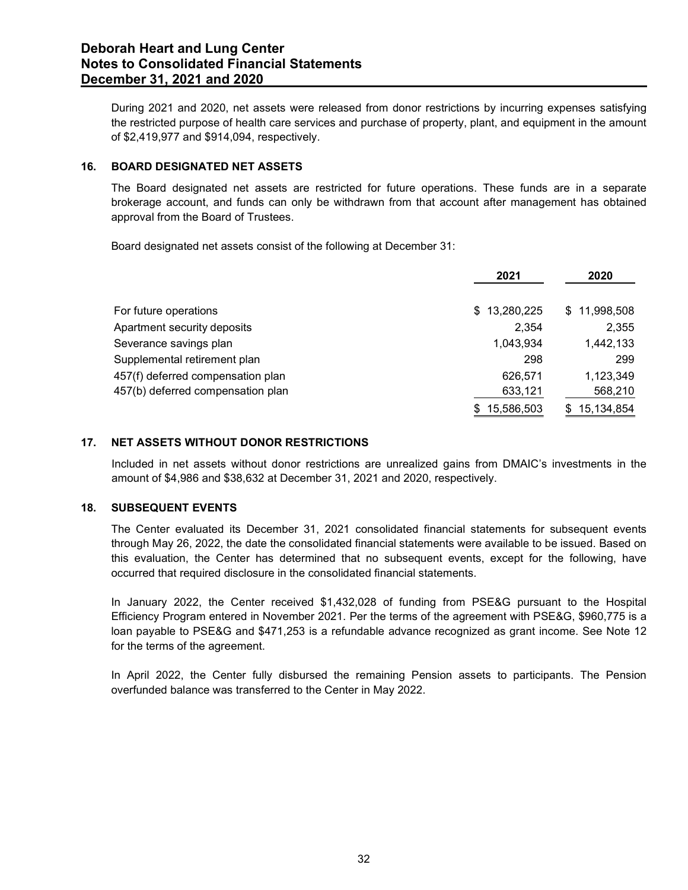During 2021 and 2020, net assets were released from donor restrictions by incurring expenses satisfying the restricted purpose of health care services and purchase of property, plant, and equipment in the amount of $2,419,977 and $914,094, respectively.

## 16. BOARD DESIGNATED NET ASSETS

The Board designated net assets are restricted for future operations. These funds are in a separate brokerage account, and funds can only be withdrawn from that account after management has obtained approval from the Board of Trustees.

Board designated net assets consist of the following at December 31:

| | 2021 | 2020 |
|---|---|---|
| For future operations | $ 13,280,225 | $ 11,998,508 |
| Apartment security deposits | 2,354 | 2,355 |
| Severance savings plan | 1,043,934 | 1,442,133 |
| Supplemental retirement plan | 298 | 299 |
| 457(f) deferred compensation plan | 626,571 | 1,123,349 |
| 457(b) deferred compensation plan | 633,121 | 568,210 |
| | $ 15,586,503 | $ 15,134,854 |

## 17. NET ASSETS WITHOUT DONOR RESTRICTIONS

Included in net assets without donor restrictions are unrealized gains from DMAIC's investments in the amount of $4,986 and $38,632 at December 31, 2021 and 2020, respectively.

## 18. SUBSEQUENT EVENTS

The Center evaluated its December 31, 2021 consolidated financial statements for subsequent events through May 26, 2022, the date the consolidated financial statements were available to be issued. Based on this evaluation, the Center has determined that no subsequent events, except for the following, have occurred that required disclosure in the consolidated financial statements.

In January 2022, the Center received $1,432,028 of funding from PSE&G pursuant to the Hospital Efficiency Program entered in November 2021. Per the terms of the agreement with PSE&G, $960,775 is a loan payable to PSE&G and $471,253 is a refundable advance recognized as grant income. See Note 12 for the terms of the agreement.

In April 2022, the Center fully disbursed the remaining Pension assets to participants. The Pension overfunded balance was transferred to the Center in May 2022.